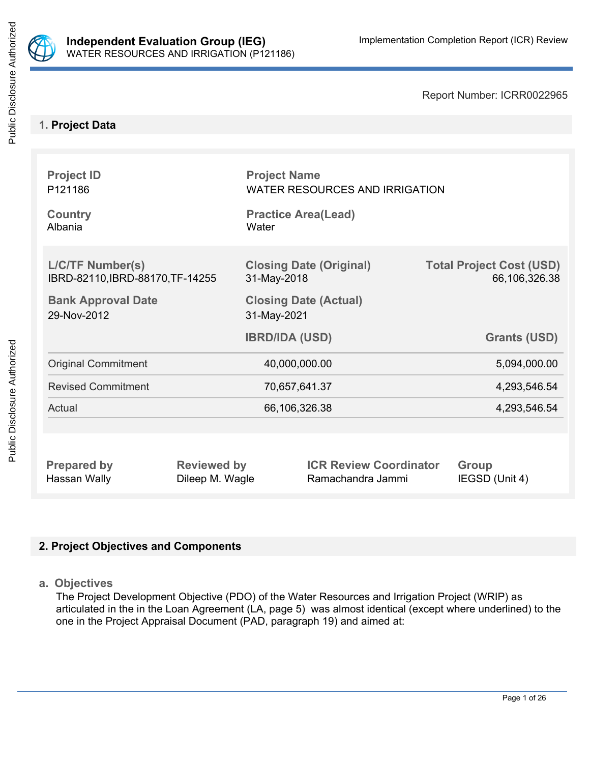Independent Evaluation Group (IEG)
WATER RESOURCES AND IRRIGATION (P121186)

Implementation Completion Report (ICR) Review

Report Number: ICRR0022965

## 1. Project Data

| Project ID | Project Name |
|---|---|
| P121186 | WATER RESOURCES AND IRRIGATION |
| **Country** | **Practice Area(Lead)** |
| Albania | Water |

| L/C/TF Number(s) | Closing Date (Original) | Total Project Cost (USD) |
|---|---|---|
| IBRD-82110,IBRD-88170,TF-14255 | 31-May-2018 | 66,106,326.38 |
| **Bank Approval Date** | **Closing Date (Actual)** | |
| 29-Nov-2012 | 31-May-2021 | |

| | IBRD/IDA (USD) | Grants (USD) |
|---|---|---|
| Original Commitment | 40,000,000.00 | 5,094,000.00 |
| Revised Commitment | 70,657,641.37 | 4,293,546.54 |
| Actual | 66,106,326.38 | 4,293,546.54 |

| Prepared by | Reviewed by | ICR Review Coordinator | Group |
|---|---|---|---|
| Hassan Wally | Dileep M. Wagle | Ramachandra Jammi | IEGSD (Unit 4) |

## 2. Project Objectives and Components

### a. Objectives

The Project Development Objective (PDO) of the Water Resources and Irrigation Project (WRIP) as articulated in the in the Loan Agreement (LA, page 5) was almost identical (except where underlined) to the one in the Project Appraisal Document (PAD, paragraph 19) and aimed at: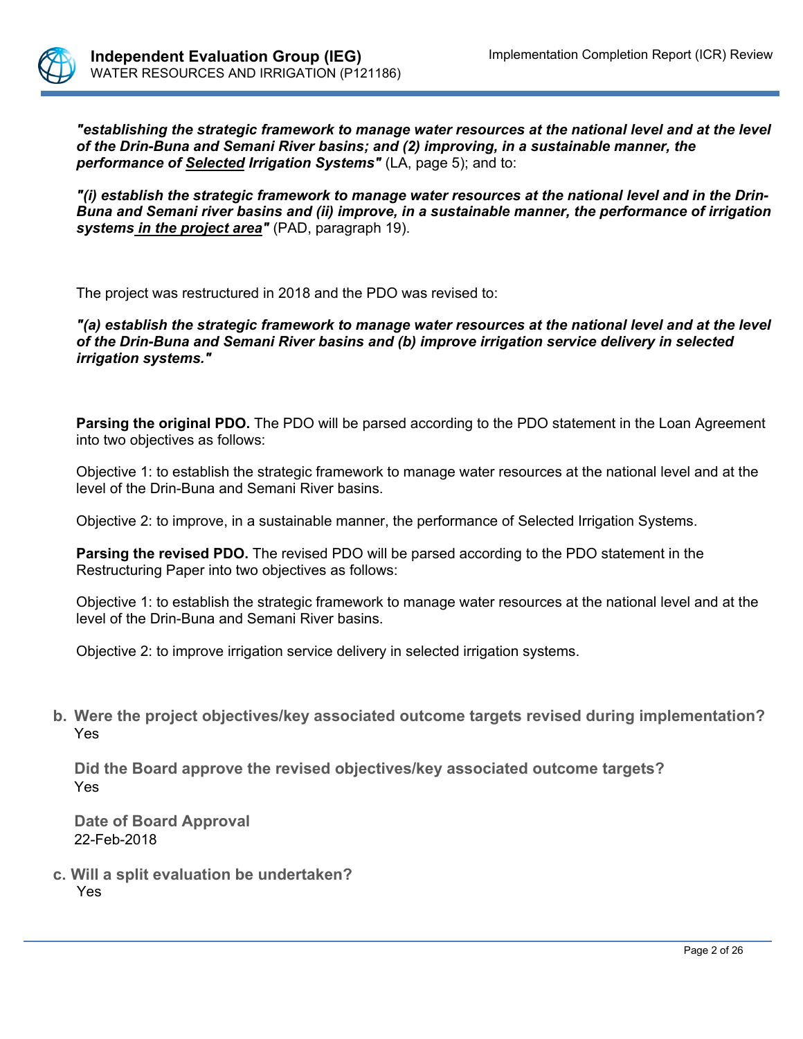***"establishing the strategic framework to manage water resources at the national level and at the level of the Drin-Buna and Semani River basins; and (2) improving, in a sustainable manner, the performance of <u>Selected</u> Irrigation Systems"*** (LA, page 5); and to:

***"(i) establish the strategic framework to manage water resources at the national level and in the Drin-Buna and Semani river basins and (ii) improve, in a sustainable manner, the performance of irrigation systems <u>in the project area</u>"*** (PAD, paragraph 19).

The project was restructured in 2018 and the PDO was revised to:

***"(a) establish the strategic framework to manage water resources at the national level and at the level of the Drin-Buna and Semani River basins and (b) improve irrigation service delivery in selected irrigation systems."***

**Parsing the original PDO.** The PDO will be parsed according to the PDO statement in the Loan Agreement into two objectives as follows:

Objective 1: to establish the strategic framework to manage water resources at the national level and at the level of the Drin-Buna and Semani River basins.

Objective 2: to improve, in a sustainable manner, the performance of Selected Irrigation Systems.

**Parsing the revised PDO.** The revised PDO will be parsed according to the PDO statement in the Restructuring Paper into two objectives as follows:

Objective 1: to establish the strategic framework to manage water resources at the national level and at the level of the Drin-Buna and Semani River basins.

Objective 2: to improve irrigation service delivery in selected irrigation systems.

**b. Were the project objectives/key associated outcome targets revised during implementation?**

Yes

**Did the Board approve the revised objectives/key associated outcome targets?**

Yes

**Date of Board Approval**

22-Feb-2018

**c. Will a split evaluation be undertaken?**

Yes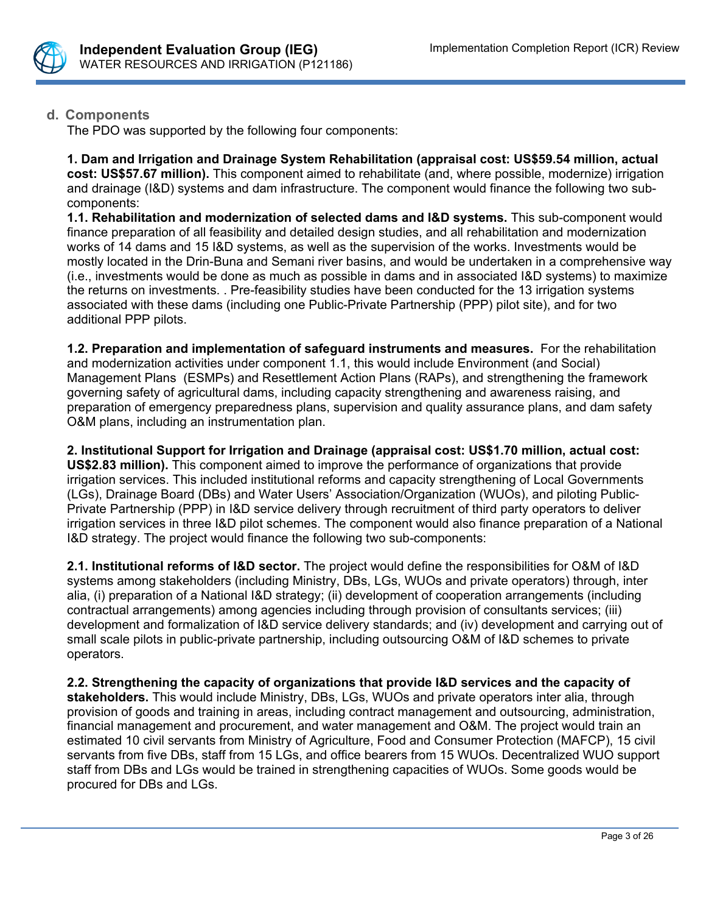## d. Components

The PDO was supported by the following four components:

**1. Dam and Irrigation and Drainage System Rehabilitation (appraisal cost: US$59.54 million, actual cost: US$57.67 million).** This component aimed to rehabilitate (and, where possible, modernize) irrigation and drainage (I&D) systems and dam infrastructure. The component would finance the following two sub-components:

**1.1. Rehabilitation and modernization of selected dams and I&D systems.** This sub-component would finance preparation of all feasibility and detailed design studies, and all rehabilitation and modernization works of 14 dams and 15 I&D systems, as well as the supervision of the works. Investments would be mostly located in the Drin-Buna and Semani river basins, and would be undertaken in a comprehensive way (i.e., investments would be done as much as possible in dams and in associated I&D systems) to maximize the returns on investments. . Pre-feasibility studies have been conducted for the 13 irrigation systems associated with these dams (including one Public-Private Partnership (PPP) pilot site), and for two additional PPP pilots.

**1.2. Preparation and implementation of safeguard instruments and measures.** For the rehabilitation and modernization activities under component 1.1, this would include Environment (and Social) Management Plans (ESMPs) and Resettlement Action Plans (RAPs), and strengthening the framework governing safety of agricultural dams, including capacity strengthening and awareness raising, and preparation of emergency preparedness plans, supervision and quality assurance plans, and dam safety O&M plans, including an instrumentation plan.

**2. Institutional Support for Irrigation and Drainage (appraisal cost: US$1.70 million, actual cost: US$2.83 million).** This component aimed to improve the performance of organizations that provide irrigation services. This included institutional reforms and capacity strengthening of Local Governments (LGs), Drainage Board (DBs) and Water Users' Association/Organization (WUOs), and piloting Public-Private Partnership (PPP) in I&D service delivery through recruitment of third party operators to deliver irrigation services in three I&D pilot schemes. The component would also finance preparation of a National I&D strategy. The project would finance the following two sub-components:

**2.1. Institutional reforms of I&D sector.** The project would define the responsibilities for O&M of I&D systems among stakeholders (including Ministry, DBs, LGs, WUOs and private operators) through, inter alia, (i) preparation of a National I&D strategy; (ii) development of cooperation arrangements (including contractual arrangements) among agencies including through provision of consultants services; (iii) development and formalization of I&D service delivery standards; and (iv) development and carrying out of small scale pilots in public-private partnership, including outsourcing O&M of I&D schemes to private operators.

**2.2. Strengthening the capacity of organizations that provide I&D services and the capacity of stakeholders.** This would include Ministry, DBs, LGs, WUOs and private operators inter alia, through provision of goods and training in areas, including contract management and outsourcing, administration, financial management and procurement, and water management and O&M. The project would train an estimated 10 civil servants from Ministry of Agriculture, Food and Consumer Protection (MAFCP), 15 civil servants from five DBs, staff from 15 LGs, and office bearers from 15 WUOs. Decentralized WUO support staff from DBs and LGs would be trained in strengthening capacities of WUOs. Some goods would be procured for DBs and LGs.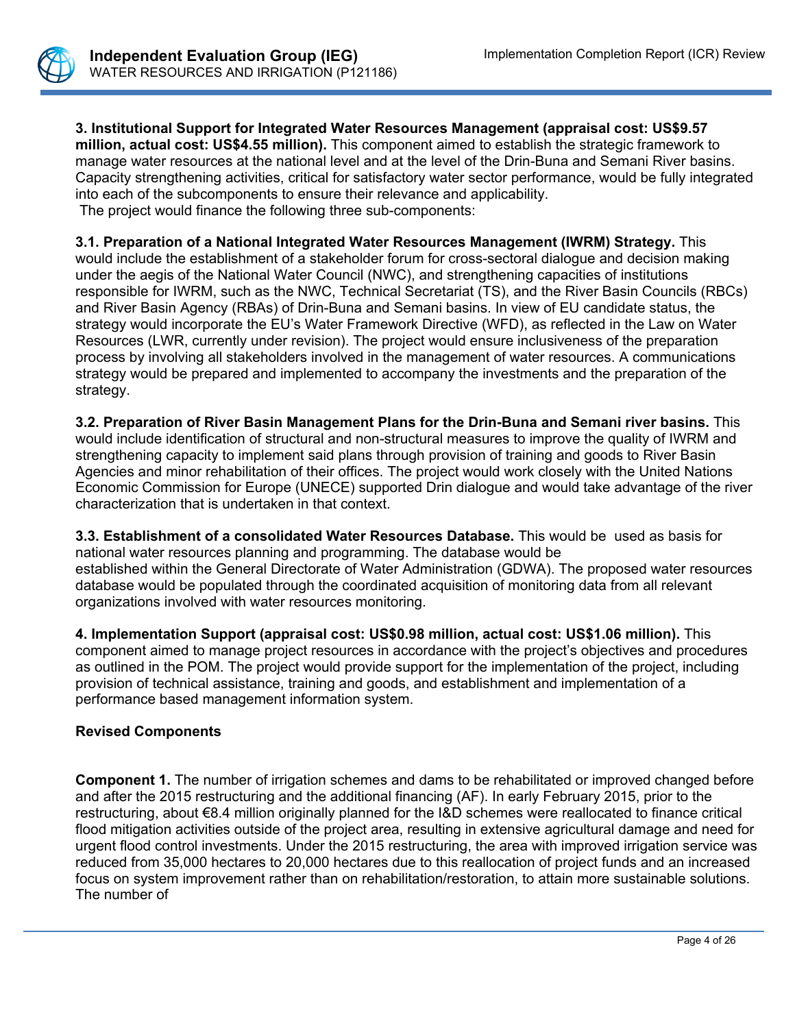**3. Institutional Support for Integrated Water Resources Management (appraisal cost: US$9.57 million, actual cost: US$4.55 million).** This component aimed to establish the strategic framework to manage water resources at the national level and at the level of the Drin-Buna and Semani River basins. Capacity strengthening activities, critical for satisfactory water sector performance, would be fully integrated into each of the subcomponents to ensure their relevance and applicability.
The project would finance the following three sub-components:

**3.1. Preparation of a National Integrated Water Resources Management (IWRM) Strategy.** This would include the establishment of a stakeholder forum for cross-sectoral dialogue and decision making under the aegis of the National Water Council (NWC), and strengthening capacities of institutions responsible for IWRM, such as the NWC, Technical Secretariat (TS), and the River Basin Councils (RBCs) and River Basin Agency (RBAs) of Drin-Buna and Semani basins. In view of EU candidate status, the strategy would incorporate the EU's Water Framework Directive (WFD), as reflected in the Law on Water Resources (LWR, currently under revision). The project would ensure inclusiveness of the preparation process by involving all stakeholders involved in the management of water resources. A communications strategy would be prepared and implemented to accompany the investments and the preparation of the strategy.

**3.2. Preparation of River Basin Management Plans for the Drin-Buna and Semani river basins.** This would include identification of structural and non-structural measures to improve the quality of IWRM and strengthening capacity to implement said plans through provision of training and goods to River Basin Agencies and minor rehabilitation of their offices. The project would work closely with the United Nations Economic Commission for Europe (UNECE) supported Drin dialogue and would take advantage of the river characterization that is undertaken in that context.

**3.3. Establishment of a consolidated Water Resources Database.** This would be used as basis for national water resources planning and programming. The database would be established within the General Directorate of Water Administration (GDWA). The proposed water resources database would be populated through the coordinated acquisition of monitoring data from all relevant organizations involved with water resources monitoring.

**4. Implementation Support (appraisal cost: US$0.98 million, actual cost: US$1.06 million).** This component aimed to manage project resources in accordance with the project's objectives and procedures as outlined in the POM. The project would provide support for the implementation of the project, including provision of technical assistance, training and goods, and establishment and implementation of a performance based management information system.

**Revised Components**

**Component 1.** The number of irrigation schemes and dams to be rehabilitated or improved changed before and after the 2015 restructuring and the additional financing (AF). In early February 2015, prior to the restructuring, about €8.4 million originally planned for the I&D schemes were reallocated to finance critical flood mitigation activities outside of the project area, resulting in extensive agricultural damage and need for urgent flood control investments. Under the 2015 restructuring, the area with improved irrigation service was reduced from 35,000 hectares to 20,000 hectares due to this reallocation of project funds and an increased focus on system improvement rather than on rehabilitation/restoration, to attain more sustainable solutions. The number of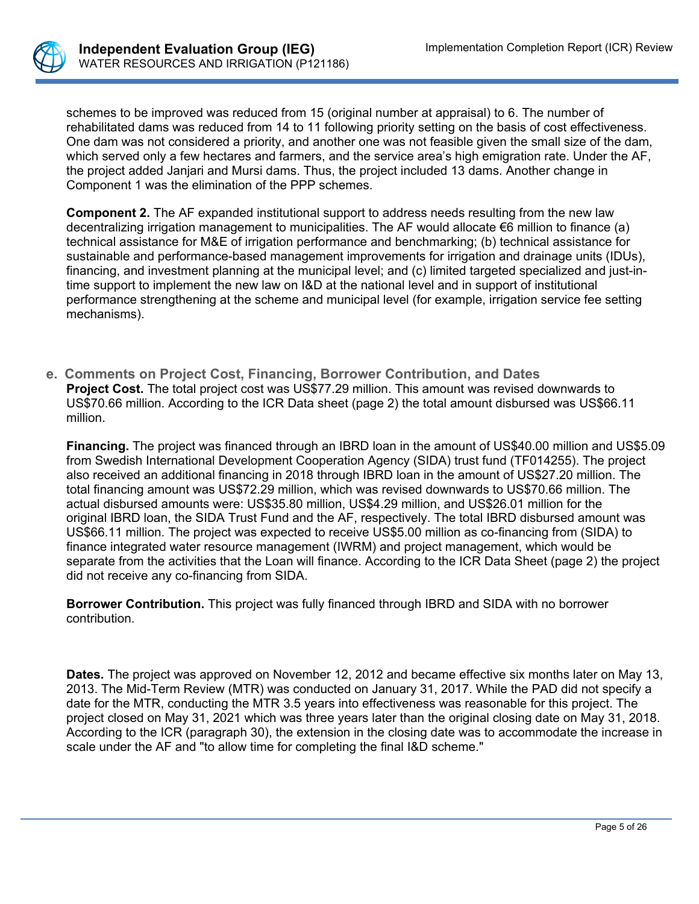schemes to be improved was reduced from 15 (original number at appraisal) to 6. The number of rehabilitated dams was reduced from 14 to 11 following priority setting on the basis of cost effectiveness. One dam was not considered a priority, and another one was not feasible given the small size of the dam, which served only a few hectares and farmers, and the service area's high emigration rate. Under the AF, the project added Janjari and Mursi dams. Thus, the project included 13 dams. Another change in Component 1 was the elimination of the PPP schemes.

**Component 2.** The AF expanded institutional support to address needs resulting from the new law decentralizing irrigation management to municipalities. The AF would allocate €6 million to finance (a) technical assistance for M&E of irrigation performance and benchmarking; (b) technical assistance for sustainable and performance-based management improvements for irrigation and drainage units (IDUs), financing, and investment planning at the municipal level; and (c) limited targeted specialized and just-in-time support to implement the new law on I&D at the national level and in support of institutional performance strengthening at the scheme and municipal level (for example, irrigation service fee setting mechanisms).

### e. Comments on Project Cost, Financing, Borrower Contribution, and Dates

**Project Cost.** The total project cost was US$77.29 million. This amount was revised downwards to US$70.66 million. According to the ICR Data sheet (page 2) the total amount disbursed was US$66.11 million.

**Financing.** The project was financed through an IBRD loan in the amount of US$40.00 million and US$5.09 from Swedish International Development Cooperation Agency (SIDA) trust fund (TF014255). The project also received an additional financing in 2018 through IBRD loan in the amount of US$27.20 million. The total financing amount was US$72.29 million, which was revised downwards to US$70.66 million. The actual disbursed amounts were: US$35.80 million, US$4.29 million, and US$26.01 million for the original IBRD loan, the SIDA Trust Fund and the AF, respectively. The total IBRD disbursed amount was US$66.11 million. The project was expected to receive US$5.00 million as co-financing from (SIDA) to finance integrated water resource management (IWRM) and project management, which would be separate from the activities that the Loan will finance. According to the ICR Data Sheet (page 2) the project did not receive any co-financing from SIDA.

**Borrower Contribution.** This project was fully financed through IBRD and SIDA with no borrower contribution.

**Dates.** The project was approved on November 12, 2012 and became effective six months later on May 13, 2013. The Mid-Term Review (MTR) was conducted on January 31, 2017. While the PAD did not specify a date for the MTR, conducting the MTR 3.5 years into effectiveness was reasonable for this project. The project closed on May 31, 2021 which was three years later than the original closing date on May 31, 2018. According to the ICR (paragraph 30), the extension in the closing date was to accommodate the increase in scale under the AF and "to allow time for completing the final I&D scheme."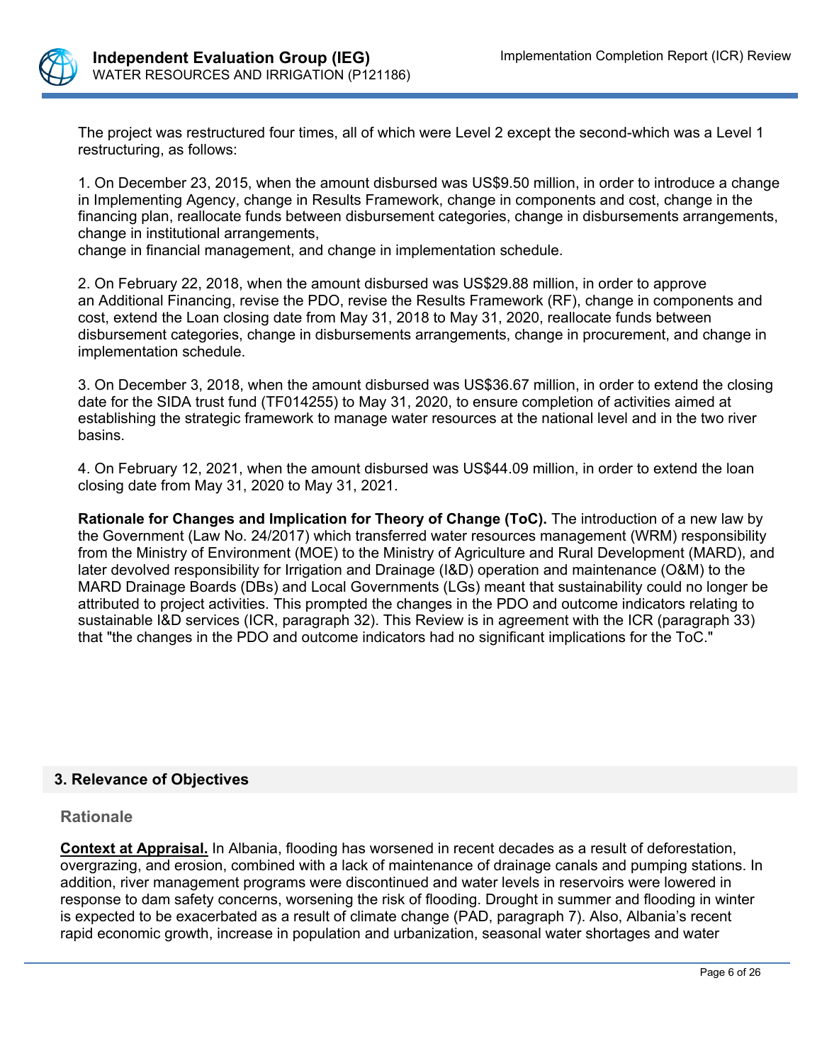The project was restructured four times, all of which were Level 2 except the second-which was a Level 1 restructuring, as follows:

1. On December 23, 2015, when the amount disbursed was US$9.50 million, in order to introduce a change in Implementing Agency, change in Results Framework, change in components and cost, change in the financing plan, reallocate funds between disbursement categories, change in disbursements arrangements, change in institutional arrangements,
change in financial management, and change in implementation schedule.

2. On February 22, 2018, when the amount disbursed was US$29.88 million, in order to approve an Additional Financing, revise the PDO, revise the Results Framework (RF), change in components and cost, extend the Loan closing date from May 31, 2018 to May 31, 2020, reallocate funds between disbursement categories, change in disbursements arrangements, change in procurement, and change in implementation schedule.

3. On December 3, 2018, when the amount disbursed was US$36.67 million, in order to extend the closing date for the SIDA trust fund (TF014255) to May 31, 2020, to ensure completion of activities aimed at establishing the strategic framework to manage water resources at the national level and in the two river basins.

4. On February 12, 2021, when the amount disbursed was US$44.09 million, in order to extend the loan closing date from May 31, 2020 to May 31, 2021.

**Rationale for Changes and Implication for Theory of Change (ToC).** The introduction of a new law by the Government (Law No. 24/2017) which transferred water resources management (WRM) responsibility from the Ministry of Environment (MOE) to the Ministry of Agriculture and Rural Development (MARD), and later devolved responsibility for Irrigation and Drainage (I&D) operation and maintenance (O&M) to the MARD Drainage Boards (DBs) and Local Governments (LGs) meant that sustainability could no longer be attributed to project activities. This prompted the changes in the PDO and outcome indicators relating to sustainable I&D services (ICR, paragraph 32). This Review is in agreement with the ICR (paragraph 33) that "the changes in the PDO and outcome indicators had no significant implications for the ToC."

## 3. Relevance of Objectives

### Rationale

**Context at Appraisal.** In Albania, flooding has worsened in recent decades as a result of deforestation, overgrazing, and erosion, combined with a lack of maintenance of drainage canals and pumping stations. In addition, river management programs were discontinued and water levels in reservoirs were lowered in response to dam safety concerns, worsening the risk of flooding. Drought in summer and flooding in winter is expected to be exacerbated as a result of climate change (PAD, paragraph 7). Also, Albania's recent rapid economic growth, increase in population and urbanization, seasonal water shortages and water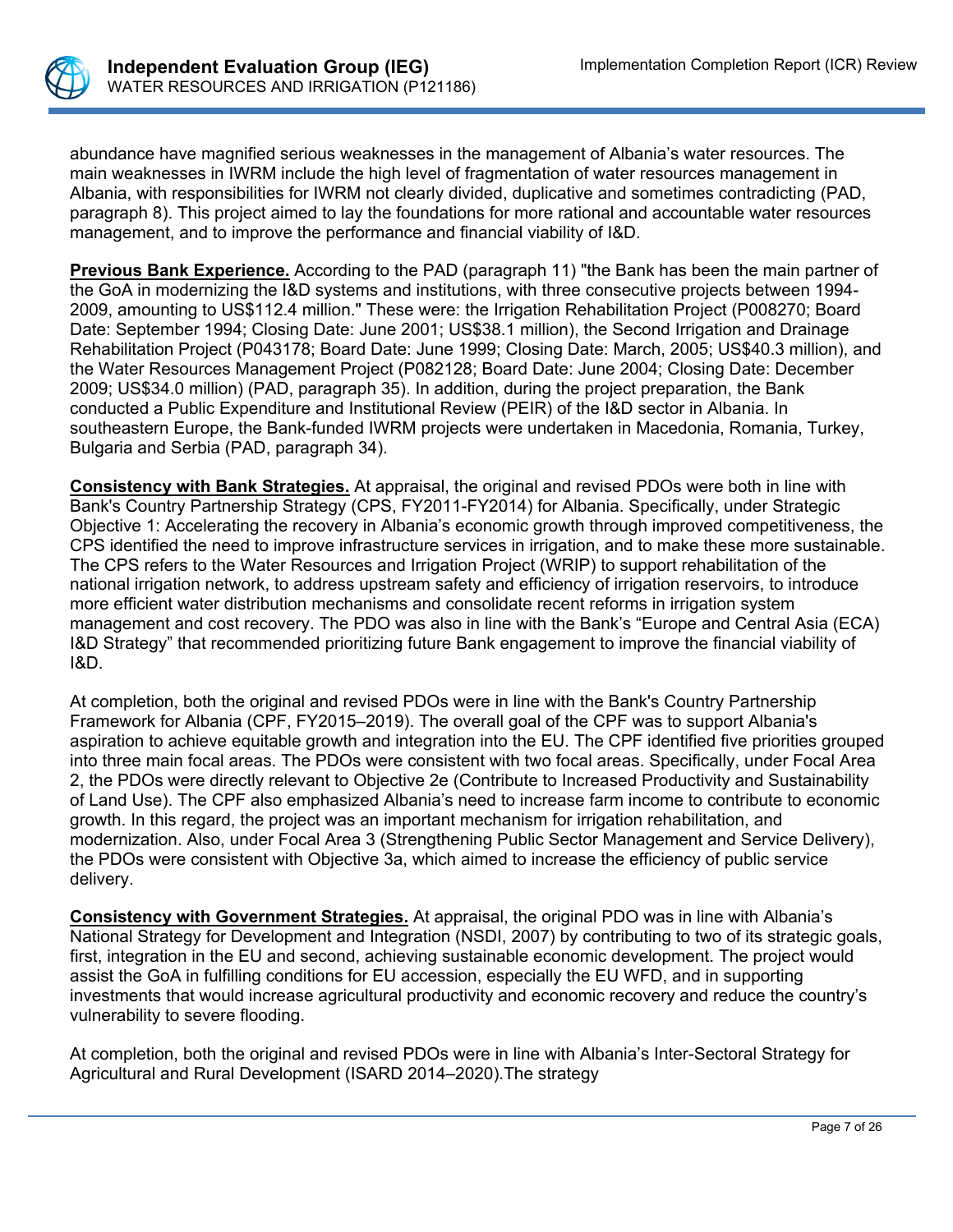abundance have magnified serious weaknesses in the management of Albania's water resources. The main weaknesses in IWRM include the high level of fragmentation of water resources management in Albania, with responsibilities for IWRM not clearly divided, duplicative and sometimes contradicting (PAD, paragraph 8). This project aimed to lay the foundations for more rational and accountable water resources management, and to improve the performance and financial viability of I&D.

**Previous Bank Experience.** According to the PAD (paragraph 11) "the Bank has been the main partner of the GoA in modernizing the I&D systems and institutions, with three consecutive projects between 1994-2009, amounting to US$112.4 million." These were: the Irrigation Rehabilitation Project (P008270; Board Date: September 1994; Closing Date: June 2001; US$38.1 million), the Second Irrigation and Drainage Rehabilitation Project (P043178; Board Date: June 1999; Closing Date: March, 2005; US$40.3 million), and the Water Resources Management Project (P082128; Board Date: June 2004; Closing Date: December 2009; US$34.0 million) (PAD, paragraph 35). In addition, during the project preparation, the Bank conducted a Public Expenditure and Institutional Review (PEIR) of the I&D sector in Albania. In southeastern Europe, the Bank-funded IWRM projects were undertaken in Macedonia, Romania, Turkey, Bulgaria and Serbia (PAD, paragraph 34).

**Consistency with Bank Strategies.** At appraisal, the original and revised PDOs were both in line with Bank's Country Partnership Strategy (CPS, FY2011-FY2014) for Albania. Specifically, under Strategic Objective 1: Accelerating the recovery in Albania's economic growth through improved competitiveness, the CPS identified the need to improve infrastructure services in irrigation, and to make these more sustainable. The CPS refers to the Water Resources and Irrigation Project (WRIP) to support rehabilitation of the national irrigation network, to address upstream safety and efficiency of irrigation reservoirs, to introduce more efficient water distribution mechanisms and consolidate recent reforms in irrigation system management and cost recovery. The PDO was also in line with the Bank's "Europe and Central Asia (ECA) I&D Strategy" that recommended prioritizing future Bank engagement to improve the financial viability of I&D.

At completion, both the original and revised PDOs were in line with the Bank's Country Partnership Framework for Albania (CPF, FY2015–2019). The overall goal of the CPF was to support Albania's aspiration to achieve equitable growth and integration into the EU. The CPF identified five priorities grouped into three main focal areas. The PDOs were consistent with two focal areas. Specifically, under Focal Area 2, the PDOs were directly relevant to Objective 2e (Contribute to Increased Productivity and Sustainability of Land Use). The CPF also emphasized Albania's need to increase farm income to contribute to economic growth. In this regard, the project was an important mechanism for irrigation rehabilitation, and modernization. Also, under Focal Area 3 (Strengthening Public Sector Management and Service Delivery), the PDOs were consistent with Objective 3a, which aimed to increase the efficiency of public service delivery.

**Consistency with Government Strategies.** At appraisal, the original PDO was in line with Albania's National Strategy for Development and Integration (NSDI, 2007) by contributing to two of its strategic goals, first, integration in the EU and second, achieving sustainable economic development. The project would assist the GoA in fulfilling conditions for EU accession, especially the EU WFD, and in supporting investments that would increase agricultural productivity and economic recovery and reduce the country's vulnerability to severe flooding.

At completion, both the original and revised PDOs were in line with Albania's Inter-Sectoral Strategy for Agricultural and Rural Development (ISARD 2014–2020).The strategy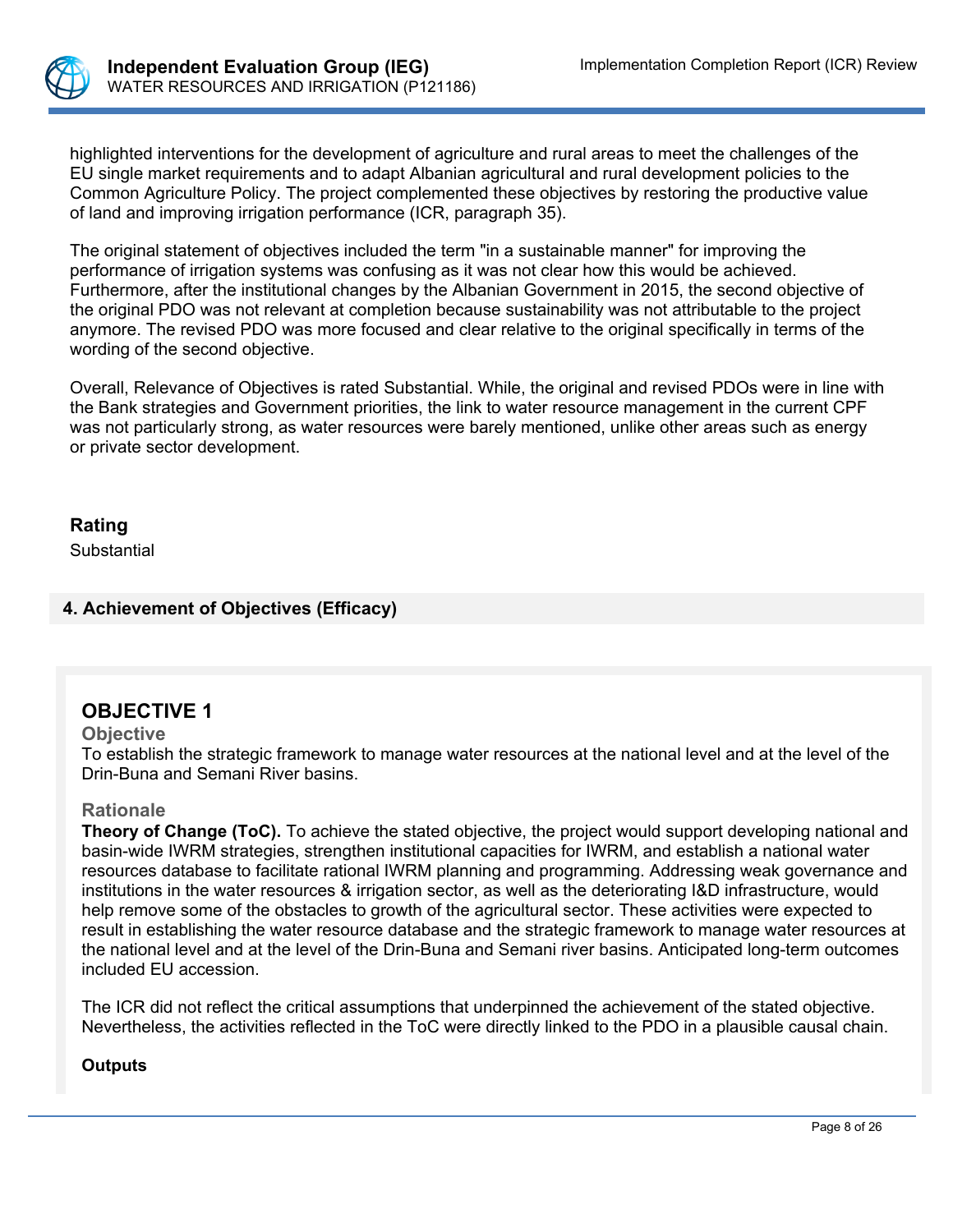highlighted interventions for the development of agriculture and rural areas to meet the challenges of the EU single market requirements and to adapt Albanian agricultural and rural development policies to the Common Agriculture Policy. The project complemented these objectives by restoring the productive value of land and improving irrigation performance (ICR, paragraph 35).

The original statement of objectives included the term "in a sustainable manner" for improving the performance of irrigation systems was confusing as it was not clear how this would be achieved. Furthermore, after the institutional changes by the Albanian Government in 2015, the second objective of the original PDO was not relevant at completion because sustainability was not attributable to the project anymore. The revised PDO was more focused and clear relative to the original specifically in terms of the wording of the second objective.

Overall, Relevance of Objectives is rated Substantial. While, the original and revised PDOs were in line with the Bank strategies and Government priorities, the link to water resource management in the current CPF was not particularly strong, as water resources were barely mentioned, unlike other areas such as energy or private sector development.

## Rating

Substantial

## 4. Achievement of Objectives (Efficacy)

### OBJECTIVE 1

**Objective**

To establish the strategic framework to manage water resources at the national level and at the level of the Drin-Buna and Semani River basins.

**Rationale**

**Theory of Change (ToC).** To achieve the stated objective, the project would support developing national and basin-wide IWRM strategies, strengthen institutional capacities for IWRM, and establish a national water resources database to facilitate rational IWRM planning and programming. Addressing weak governance and institutions in the water resources & irrigation sector, as well as the deteriorating I&D infrastructure, would help remove some of the obstacles to growth of the agricultural sector. These activities were expected to result in establishing the water resource database and the strategic framework to manage water resources at the national level and at the level of the Drin-Buna and Semani river basins. Anticipated long-term outcomes included EU accession.

The ICR did not reflect the critical assumptions that underpinned the achievement of the stated objective. Nevertheless, the activities reflected in the ToC were directly linked to the PDO in a plausible causal chain.

**Outputs**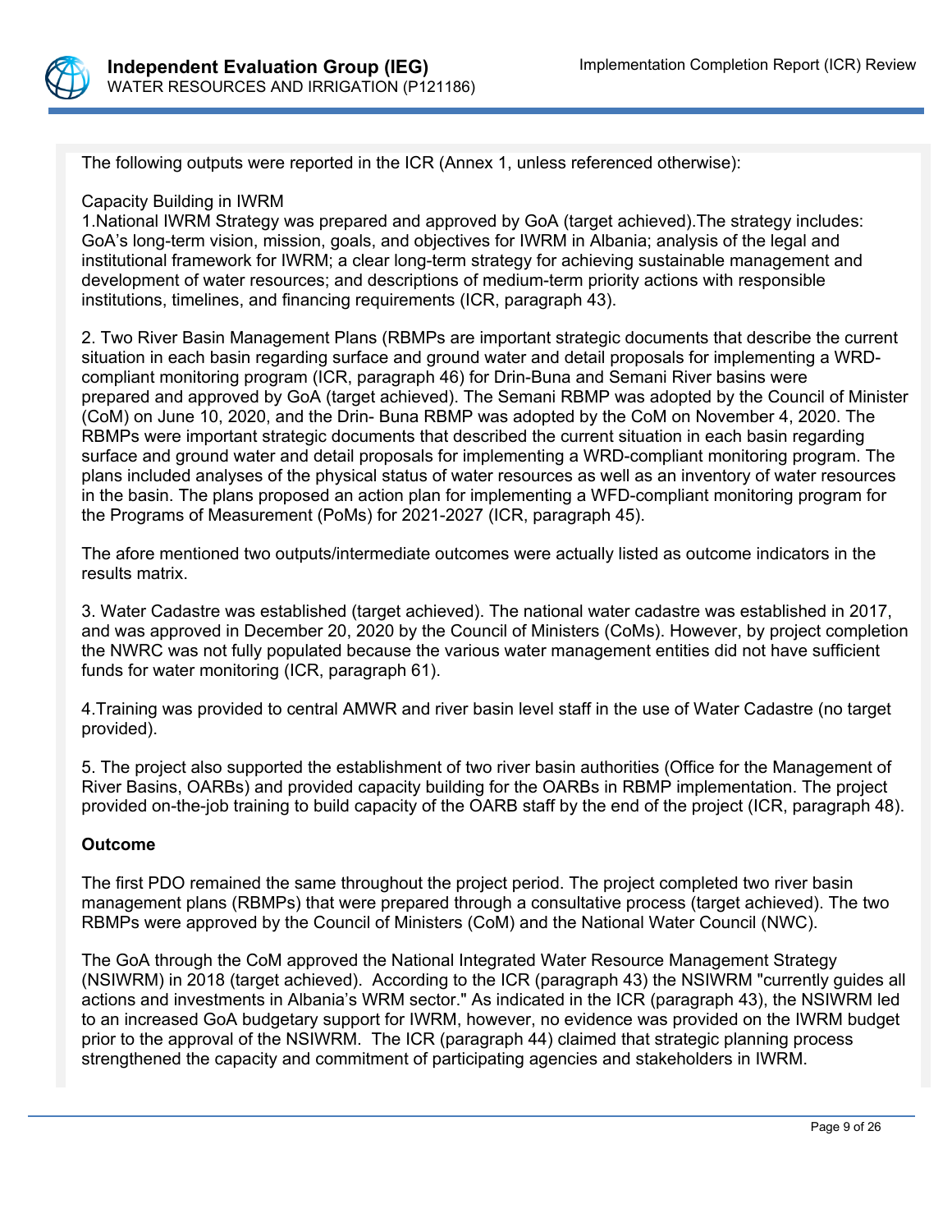The following outputs were reported in the ICR (Annex 1, unless referenced otherwise):

Capacity Building in IWRM

1.National IWRM Strategy was prepared and approved by GoA (target achieved).The strategy includes: GoA's long-term vision, mission, goals, and objectives for IWRM in Albania; analysis of the legal and institutional framework for IWRM; a clear long-term strategy for achieving sustainable management and development of water resources; and descriptions of medium-term priority actions with responsible institutions, timelines, and financing requirements (ICR, paragraph 43).

2. Two River Basin Management Plans (RBMPs are important strategic documents that describe the current situation in each basin regarding surface and ground water and detail proposals for implementing a WRD-compliant monitoring program (ICR, paragraph 46) for Drin-Buna and Semani River basins were prepared and approved by GoA (target achieved). The Semani RBMP was adopted by the Council of Minister (CoM) on June 10, 2020, and the Drin- Buna RBMP was adopted by the CoM on November 4, 2020. The RBMPs were important strategic documents that described the current situation in each basin regarding surface and ground water and detail proposals for implementing a WRD-compliant monitoring program. The plans included analyses of the physical status of water resources as well as an inventory of water resources in the basin. The plans proposed an action plan for implementing a WFD-compliant monitoring program for the Programs of Measurement (PoMs) for 2021-2027 (ICR, paragraph 45).

The afore mentioned two outputs/intermediate outcomes were actually listed as outcome indicators in the results matrix.

3. Water Cadastre was established (target achieved). The national water cadastre was established in 2017, and was approved in December 20, 2020 by the Council of Ministers (CoMs). However, by project completion the NWRC was not fully populated because the various water management entities did not have sufficient funds for water monitoring (ICR, paragraph 61).

4.Training was provided to central AMWR and river basin level staff in the use of Water Cadastre (no target provided).

5. The project also supported the establishment of two river basin authorities (Office for the Management of River Basins, OARBs) and provided capacity building for the OARBs in RBMP implementation. The project provided on-the-job training to build capacity of the OARB staff by the end of the project (ICR, paragraph 48).

**Outcome**

The first PDO remained the same throughout the project period. The project completed two river basin management plans (RBMPs) that were prepared through a consultative process (target achieved). The two RBMPs were approved by the Council of Ministers (CoM) and the National Water Council (NWC).

The GoA through the CoM approved the National Integrated Water Resource Management Strategy (NSIWRM) in 2018 (target achieved). According to the ICR (paragraph 43) the NSIWRM "currently guides all actions and investments in Albania's WRM sector." As indicated in the ICR (paragraph 43), the NSIWRM led to an increased GoA budgetary support for IWRM, however, no evidence was provided on the IWRM budget prior to the approval of the NSIWRM. The ICR (paragraph 44) claimed that strategic planning process strengthened the capacity and commitment of participating agencies and stakeholders in IWRM.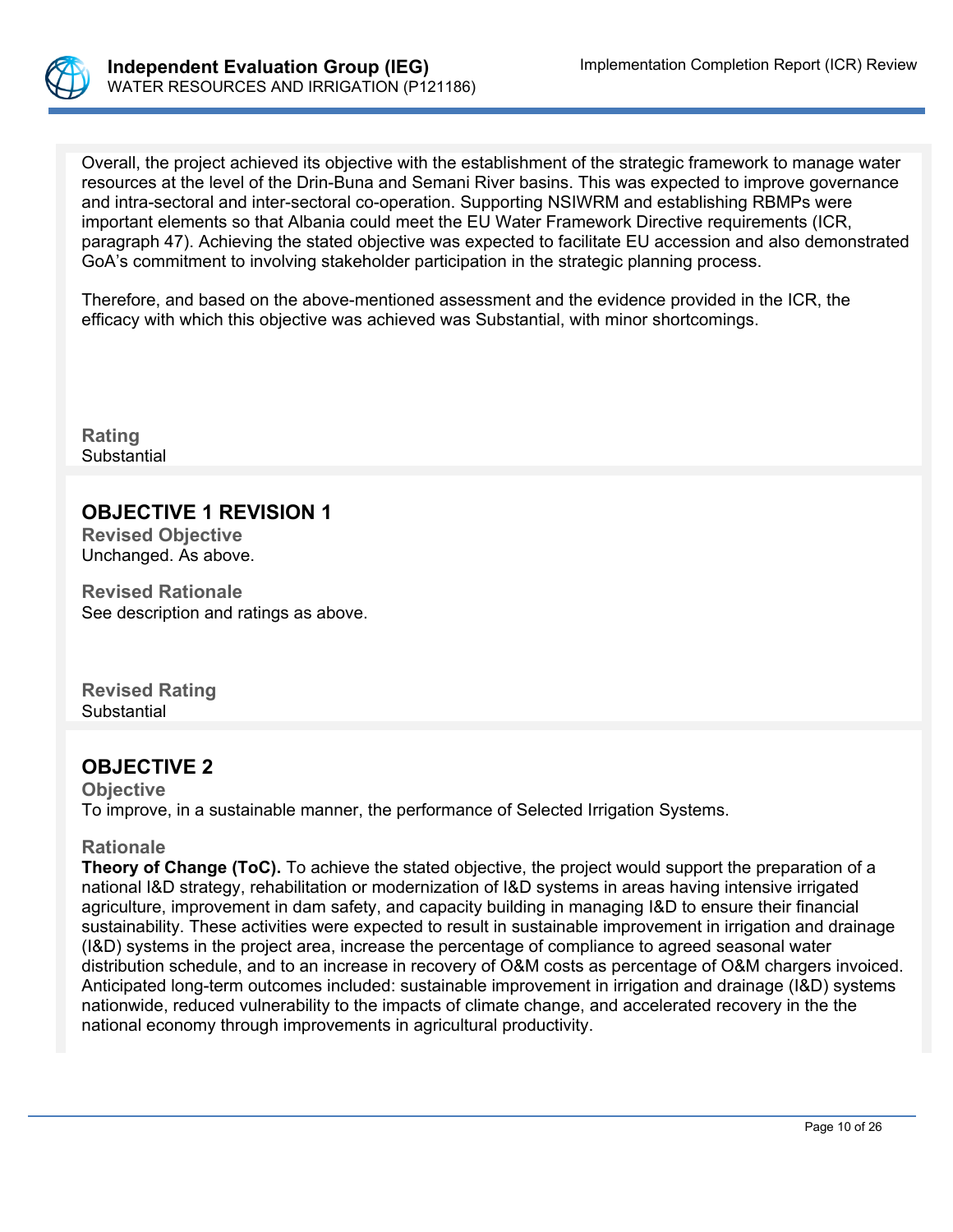Overall, the project achieved its objective with the establishment of the strategic framework to manage water resources at the level of the Drin-Buna and Semani River basins. This was expected to improve governance and intra-sectoral and inter-sectoral co-operation. Supporting NSIWRM and establishing RBMPs were important elements so that Albania could meet the EU Water Framework Directive requirements (ICR, paragraph 47). Achieving the stated objective was expected to facilitate EU accession and also demonstrated GoA's commitment to involving stakeholder participation in the strategic planning process.

Therefore, and based on the above-mentioned assessment and the evidence provided in the ICR, the efficacy with which this objective was achieved was Substantial, with minor shortcomings.

**Rating**
Substantial

## OBJECTIVE 1 REVISION 1

**Revised Objective**
Unchanged. As above.

**Revised Rationale**
See description and ratings as above.

**Revised Rating**
Substantial

## OBJECTIVE 2

**Objective**
To improve, in a sustainable manner, the performance of Selected Irrigation Systems.

**Rationale**
**Theory of Change (ToC).** To achieve the stated objective, the project would support the preparation of a national I&D strategy, rehabilitation or modernization of I&D systems in areas having intensive irrigated agriculture, improvement in dam safety, and capacity building in managing I&D to ensure their financial sustainability. These activities were expected to result in sustainable improvement in irrigation and drainage (I&D) systems in the project area, increase the percentage of compliance to agreed seasonal water distribution schedule, and to an increase in recovery of O&M costs as percentage of O&M chargers invoiced. Anticipated long-term outcomes included: sustainable improvement in irrigation and drainage (I&D) systems nationwide, reduced vulnerability to the impacts of climate change, and accelerated recovery in the the national economy through improvements in agricultural productivity.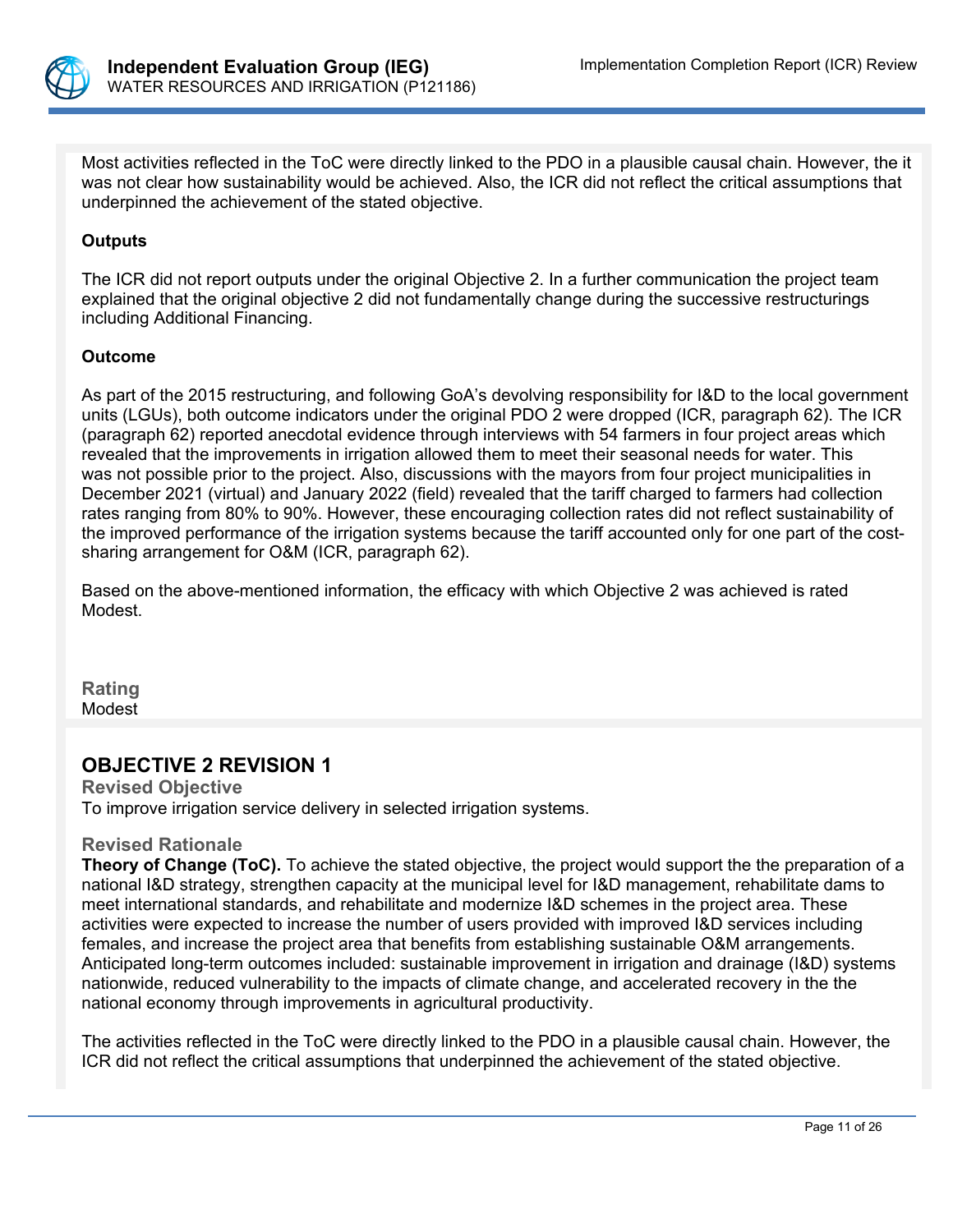Most activities reflected in the ToC were directly linked to the PDO in a plausible causal chain. However, the it was not clear how sustainability would be achieved. Also, the ICR did not reflect the critical assumptions that underpinned the achievement of the stated objective.

**Outputs**

The ICR did not report outputs under the original Objective 2. In a further communication the project team explained that the original objective 2 did not fundamentally change during the successive restructurings including Additional Financing.

**Outcome**

As part of the 2015 restructuring, and following GoA's devolving responsibility for I&D to the local government units (LGUs), both outcome indicators under the original PDO 2 were dropped (ICR, paragraph 62). The ICR (paragraph 62) reported anecdotal evidence through interviews with 54 farmers in four project areas which revealed that the improvements in irrigation allowed them to meet their seasonal needs for water. This was not possible prior to the project. Also, discussions with the mayors from four project municipalities in December 2021 (virtual) and January 2022 (field) revealed that the tariff charged to farmers had collection rates ranging from 80% to 90%. However, these encouraging collection rates did not reflect sustainability of the improved performance of the irrigation systems because the tariff accounted only for one part of the cost-sharing arrangement for O&M (ICR, paragraph 62).

Based on the above-mentioned information, the efficacy with which Objective 2 was achieved is rated Modest.

**Rating**
Modest

## OBJECTIVE 2 REVISION 1

**Revised Objective**
To improve irrigation service delivery in selected irrigation systems.

**Revised Rationale**
**Theory of Change (ToC).** To achieve the stated objective, the project would support the the preparation of a national I&D strategy, strengthen capacity at the municipal level for I&D management, rehabilitate dams to meet international standards, and rehabilitate and modernize I&D schemes in the project area. These activities were expected to increase the number of users provided with improved I&D services including females, and increase the project area that benefits from establishing sustainable O&M arrangements. Anticipated long-term outcomes included: sustainable improvement in irrigation and drainage (I&D) systems nationwide, reduced vulnerability to the impacts of climate change, and accelerated recovery in the the national economy through improvements in agricultural productivity.

The activities reflected in the ToC were directly linked to the PDO in a plausible causal chain. However, the ICR did not reflect the critical assumptions that underpinned the achievement of the stated objective.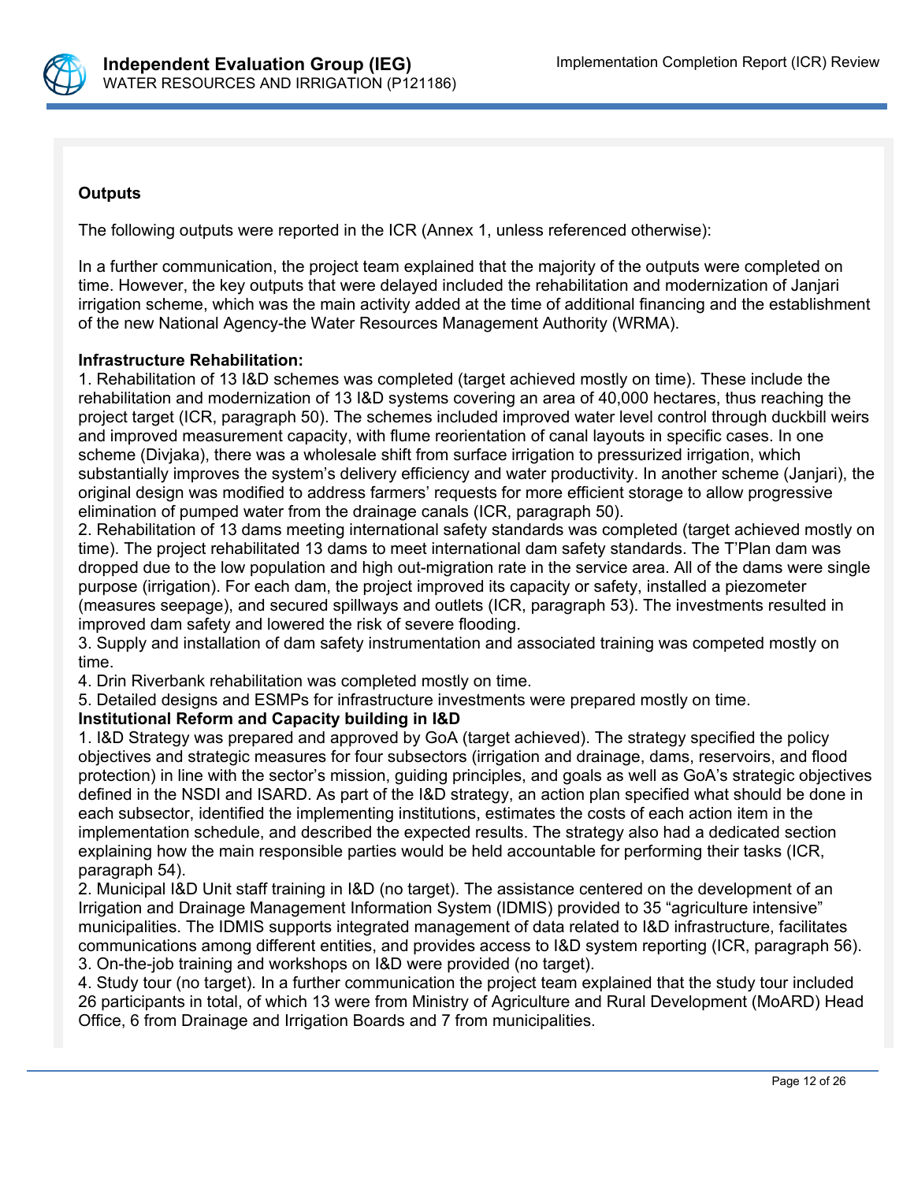**Outputs**

The following outputs were reported in the ICR (Annex 1, unless referenced otherwise):

In a further communication, the project team explained that the majority of the outputs were completed on time. However, the key outputs that were delayed included the rehabilitation and modernization of Janjari irrigation scheme, which was the main activity added at the time of additional financing and the establishment of the new National Agency-the Water Resources Management Authority (WRMA).

**Infrastructure Rehabilitation:**

1. Rehabilitation of 13 I&D schemes was completed (target achieved mostly on time). These include the rehabilitation and modernization of 13 I&D systems covering an area of 40,000 hectares, thus reaching the project target (ICR, paragraph 50). The schemes included improved water level control through duckbill weirs and improved measurement capacity, with flume reorientation of canal layouts in specific cases. In one scheme (Divjaka), there was a wholesale shift from surface irrigation to pressurized irrigation, which substantially improves the system's delivery efficiency and water productivity. In another scheme (Janjari), the original design was modified to address farmers' requests for more efficient storage to allow progressive elimination of pumped water from the drainage canals (ICR, paragraph 50).
2. Rehabilitation of 13 dams meeting international safety standards was completed (target achieved mostly on time). The project rehabilitated 13 dams to meet international dam safety standards. The T'Plan dam was dropped due to the low population and high out-migration rate in the service area. All of the dams were single purpose (irrigation). For each dam, the project improved its capacity or safety, installed a piezometer (measures seepage), and secured spillways and outlets (ICR, paragraph 53). The investments resulted in improved dam safety and lowered the risk of severe flooding.
3. Supply and installation of dam safety instrumentation and associated training was competed mostly on time.
4. Drin Riverbank rehabilitation was completed mostly on time.
5. Detailed designs and ESMPs for infrastructure investments were prepared mostly on time.

**Institutional Reform and Capacity building in I&D**

1. I&D Strategy was prepared and approved by GoA (target achieved). The strategy specified the policy objectives and strategic measures for four subsectors (irrigation and drainage, dams, reservoirs, and flood protection) in line with the sector's mission, guiding principles, and goals as well as GoA's strategic objectives defined in the NSDI and ISARD. As part of the I&D strategy, an action plan specified what should be done in each subsector, identified the implementing institutions, estimates the costs of each action item in the implementation schedule, and described the expected results. The strategy also had a dedicated section explaining how the main responsible parties would be held accountable for performing their tasks (ICR, paragraph 54).
2. Municipal I&D Unit staff training in I&D (no target). The assistance centered on the development of an Irrigation and Drainage Management Information System (IDMIS) provided to 35 "agriculture intensive" municipalities. The IDMIS supports integrated management of data related to I&D infrastructure, facilitates communications among different entities, and provides access to I&D system reporting (ICR, paragraph 56).
3. On-the-job training and workshops on I&D were provided (no target).
4. Study tour (no target). In a further communication the project team explained that the study tour included 26 participants in total, of which 13 were from Ministry of Agriculture and Rural Development (MoARD) Head Office, 6 from Drainage and Irrigation Boards and 7 from municipalities.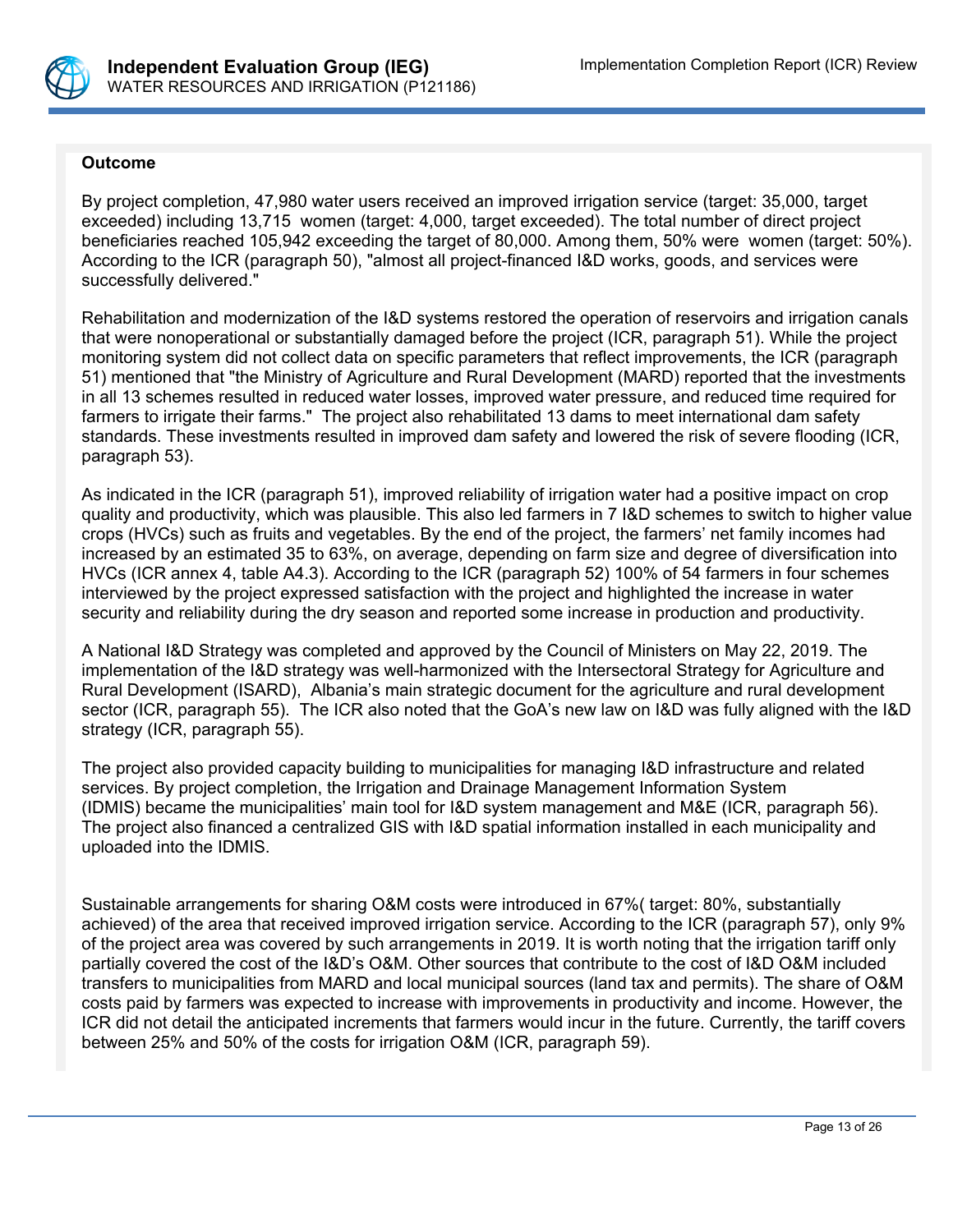**Outcome**

By project completion, 47,980 water users received an improved irrigation service (target: 35,000, target exceeded) including 13,715 women (target: 4,000, target exceeded). The total number of direct project beneficiaries reached 105,942 exceeding the target of 80,000. Among them, 50% were women (target: 50%). According to the ICR (paragraph 50), "almost all project-financed I&D works, goods, and services were successfully delivered."

Rehabilitation and modernization of the I&D systems restored the operation of reservoirs and irrigation canals that were nonoperational or substantially damaged before the project (ICR, paragraph 51). While the project monitoring system did not collect data on specific parameters that reflect improvements, the ICR (paragraph 51) mentioned that "the Ministry of Agriculture and Rural Development (MARD) reported that the investments in all 13 schemes resulted in reduced water losses, improved water pressure, and reduced time required for farmers to irrigate their farms." The project also rehabilitated 13 dams to meet international dam safety standards. These investments resulted in improved dam safety and lowered the risk of severe flooding (ICR, paragraph 53).

As indicated in the ICR (paragraph 51), improved reliability of irrigation water had a positive impact on crop quality and productivity, which was plausible. This also led farmers in 7 I&D schemes to switch to higher value crops (HVCs) such as fruits and vegetables. By the end of the project, the farmers' net family incomes had increased by an estimated 35 to 63%, on average, depending on farm size and degree of diversification into HVCs (ICR annex 4, table A4.3). According to the ICR (paragraph 52) 100% of 54 farmers in four schemes interviewed by the project expressed satisfaction with the project and highlighted the increase in water security and reliability during the dry season and reported some increase in production and productivity.

A National I&D Strategy was completed and approved by the Council of Ministers on May 22, 2019. The implementation of the I&D strategy was well-harmonized with the Intersectoral Strategy for Agriculture and Rural Development (ISARD), Albania's main strategic document for the agriculture and rural development sector (ICR, paragraph 55). The ICR also noted that the GoA's new law on I&D was fully aligned with the I&D strategy (ICR, paragraph 55).

The project also provided capacity building to municipalities for managing I&D infrastructure and related services. By project completion, the Irrigation and Drainage Management Information System (IDMIS) became the municipalities' main tool for I&D system management and M&E (ICR, paragraph 56). The project also financed a centralized GIS with I&D spatial information installed in each municipality and uploaded into the IDMIS.

Sustainable arrangements for sharing O&M costs were introduced in 67%( target: 80%, substantially achieved) of the area that received improved irrigation service. According to the ICR (paragraph 57), only 9% of the project area was covered by such arrangements in 2019. It is worth noting that the irrigation tariff only partially covered the cost of the I&D's O&M. Other sources that contribute to the cost of I&D O&M included transfers to municipalities from MARD and local municipal sources (land tax and permits). The share of O&M costs paid by farmers was expected to increase with improvements in productivity and income. However, the ICR did not detail the anticipated increments that farmers would incur in the future. Currently, the tariff covers between 25% and 50% of the costs for irrigation O&M (ICR, paragraph 59).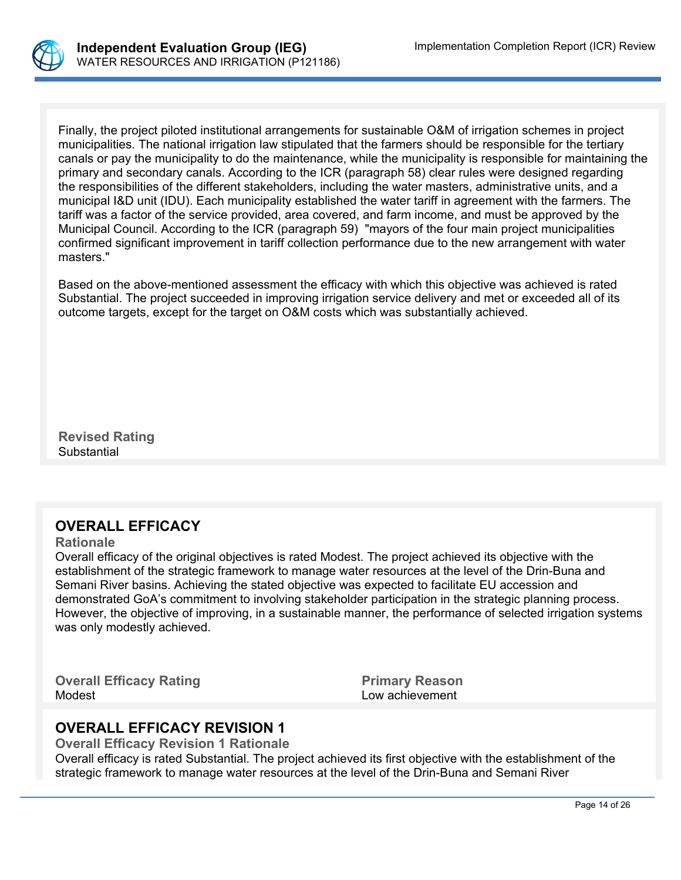Finally, the project piloted institutional arrangements for sustainable O&M of irrigation schemes in project municipalities. The national irrigation law stipulated that the farmers should be responsible for the tertiary canals or pay the municipality to do the maintenance, while the municipality is responsible for maintaining the primary and secondary canals. According to the ICR (paragraph 58) clear rules were designed regarding the responsibilities of the different stakeholders, including the water masters, administrative units, and a municipal I&D unit (IDU). Each municipality established the water tariff in agreement with the farmers. The tariff was a factor of the service provided, area covered, and farm income, and must be approved by the Municipal Council. According to the ICR (paragraph 59) "mayors of the four main project municipalities confirmed significant improvement in tariff collection performance due to the new arrangement with water masters."

Based on the above-mentioned assessment the efficacy with which this objective was achieved is rated Substantial. The project succeeded in improving irrigation service delivery and met or exceeded all of its outcome targets, except for the target on O&M costs which was substantially achieved.

**Revised Rating**
Substantial

## OVERALL EFFICACY

**Rationale**
Overall efficacy of the original objectives is rated Modest. The project achieved its objective with the establishment of the strategic framework to manage water resources at the level of the Drin-Buna and Semani River basins. Achieving the stated objective was expected to facilitate EU accession and demonstrated GoA's commitment to involving stakeholder participation in the strategic planning process. However, the objective of improving, in a sustainable manner, the performance of selected irrigation systems was only modestly achieved.

| Overall Efficacy Rating | Primary Reason |
| --- | --- |
| Modest | Low achievement |

## OVERALL EFFICACY REVISION 1

**Overall Efficacy Revision 1 Rationale**
Overall efficacy is rated Substantial. The project achieved its first objective with the establishment of the strategic framework to manage water resources at the level of the Drin-Buna and Semani River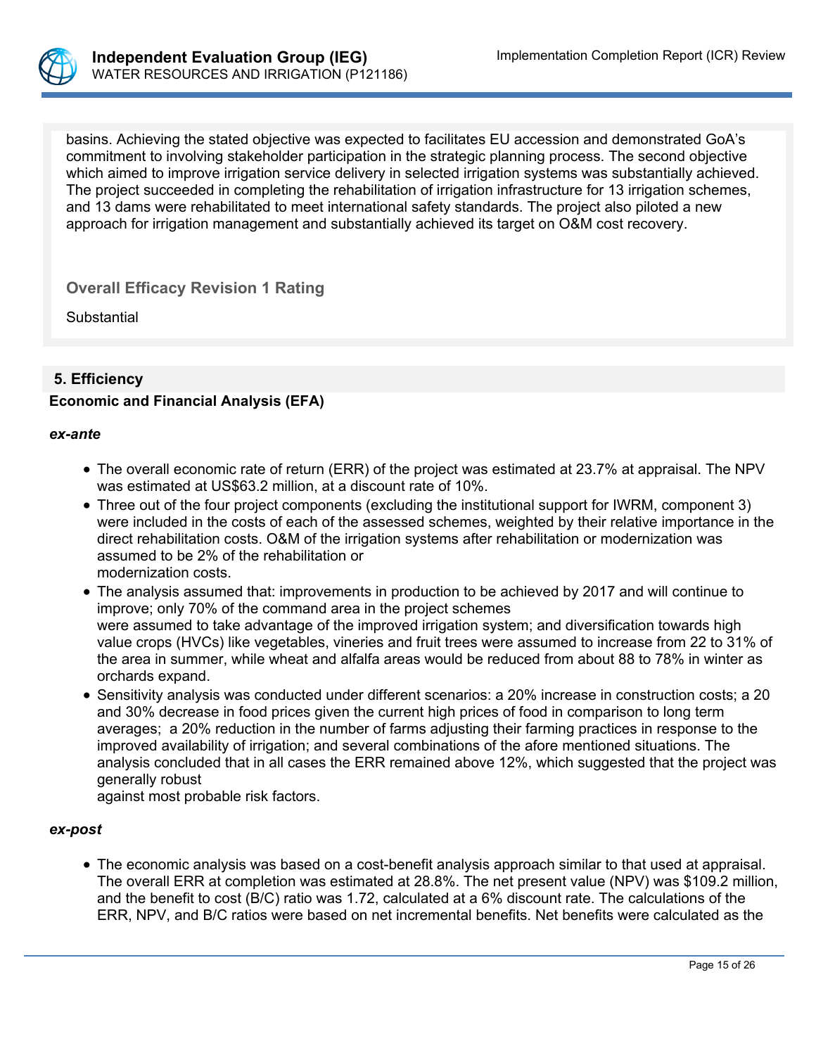basins. Achieving the stated objective was expected to facilitates EU accession and demonstrated GoA's commitment to involving stakeholder participation in the strategic planning process. The second objective which aimed to improve irrigation service delivery in selected irrigation systems was substantially achieved. The project succeeded in completing the rehabilitation of irrigation infrastructure for 13 irrigation schemes, and 13 dams were rehabilitated to meet international safety standards. The project also piloted a new approach for irrigation management and substantially achieved its target on O&M cost recovery.

**Overall Efficacy Revision 1 Rating**

Substantial

## 5. Efficiency

**Economic and Financial Analysis (EFA)**

***ex-ante***

- The overall economic rate of return (ERR) of the project was estimated at 23.7% at appraisal. The NPV was estimated at US$63.2 million, at a discount rate of 10%.
- Three out of the four project components (excluding the institutional support for IWRM, component 3) were included in the costs of each of the assessed schemes, weighted by their relative importance in the direct rehabilitation costs. O&M of the irrigation systems after rehabilitation or modernization was assumed to be 2% of the rehabilitation or modernization costs.
- The analysis assumed that: improvements in production to be achieved by 2017 and will continue to improve; only 70% of the command area in the project schemes were assumed to take advantage of the improved irrigation system; and diversification towards high value crops (HVCs) like vegetables, vineries and fruit trees were assumed to increase from 22 to 31% of the area in summer, while wheat and alfalfa areas would be reduced from about 88 to 78% in winter as orchards expand.
- Sensitivity analysis was conducted under different scenarios: a 20% increase in construction costs; a 20 and 30% decrease in food prices given the current high prices of food in comparison to long term averages; a 20% reduction in the number of farms adjusting their farming practices in response to the improved availability of irrigation; and several combinations of the afore mentioned situations. The analysis concluded that in all cases the ERR remained above 12%, which suggested that the project was generally robust against most probable risk factors.

***ex-post***

- The economic analysis was based on a cost-benefit analysis approach similar to that used at appraisal. The overall ERR at completion was estimated at 28.8%. The net present value (NPV) was $109.2 million, and the benefit to cost (B/C) ratio was 1.72, calculated at a 6% discount rate. The calculations of the ERR, NPV, and B/C ratios were based on net incremental benefits. Net benefits were calculated as the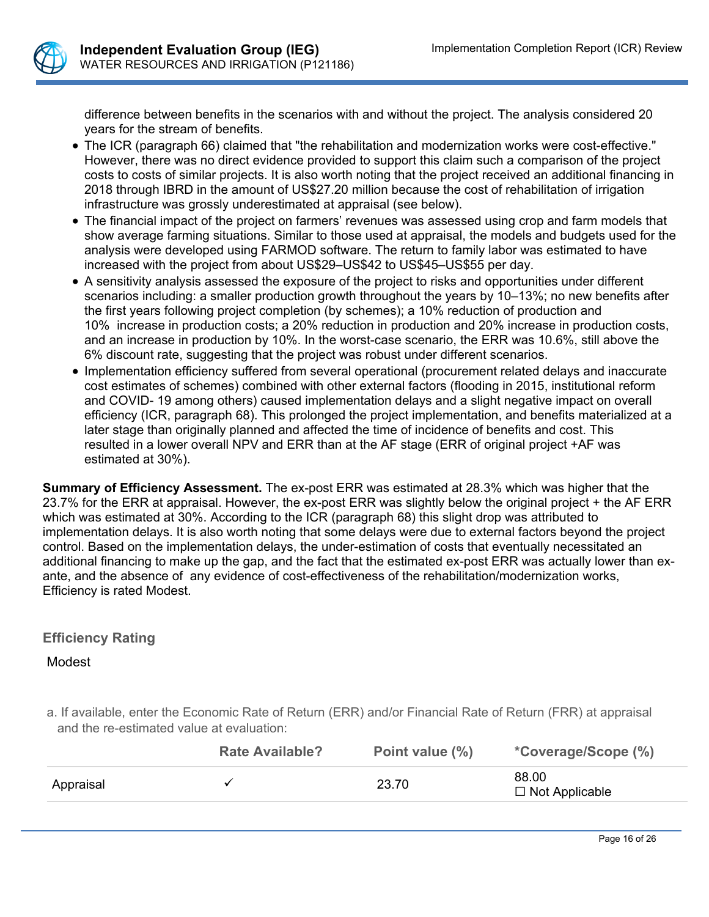difference between benefits in the scenarios with and without the project. The analysis considered 20 years for the stream of benefits.

- The ICR (paragraph 66) claimed that "the rehabilitation and modernization works were cost-effective." However, there was no direct evidence provided to support this claim such a comparison of the project costs to costs of similar projects. It is also worth noting that the project received an additional financing in 2018 through IBRD in the amount of US$27.20 million because the cost of rehabilitation of irrigation infrastructure was grossly underestimated at appraisal (see below).
- The financial impact of the project on farmers' revenues was assessed using crop and farm models that show average farming situations. Similar to those used at appraisal, the models and budgets used for the analysis were developed using FARMOD software. The return to family labor was estimated to have increased with the project from about US$29–US$42 to US$45–US$55 per day.
- A sensitivity analysis assessed the exposure of the project to risks and opportunities under different scenarios including: a smaller production growth throughout the years by 10–13%; no new benefits after the first years following project completion (by schemes); a 10% reduction of production and 10% increase in production costs; a 20% reduction in production and 20% increase in production costs, and an increase in production by 10%. In the worst-case scenario, the ERR was 10.6%, still above the 6% discount rate, suggesting that the project was robust under different scenarios.
- Implementation efficiency suffered from several operational (procurement related delays and inaccurate cost estimates of schemes) combined with other external factors (flooding in 2015, institutional reform and COVID- 19 among others) caused implementation delays and a slight negative impact on overall efficiency (ICR, paragraph 68). This prolonged the project implementation, and benefits materialized at a later stage than originally planned and affected the time of incidence of benefits and cost. This resulted in a lower overall NPV and ERR than at the AF stage (ERR of original project +AF was estimated at 30%).

**Summary of Efficiency Assessment.** The ex-post ERR was estimated at 28.3% which was higher that the 23.7% for the ERR at appraisal. However, the ex-post ERR was slightly below the original project + the AF ERR which was estimated at 30%. According to the ICR (paragraph 68) this slight drop was attributed to implementation delays. It is also worth noting that some delays were due to external factors beyond the project control. Based on the implementation delays, the under-estimation of costs that eventually necessitated an additional financing to make up the gap, and the fact that the estimated ex-post ERR was actually lower than ex-ante, and the absence of any evidence of cost-effectiveness of the rehabilitation/modernization works, Efficiency is rated Modest.

### Efficiency Rating

Modest

a. If available, enter the Economic Rate of Return (ERR) and/or Financial Rate of Return (FRR) at appraisal and the re-estimated value at evaluation:

| | Rate Available? | Point value (%) | *Coverage/Scope (%) |
|---|---|---|---|
| Appraisal | ✓ | 23.70 | 88.00<br>☐ Not Applicable |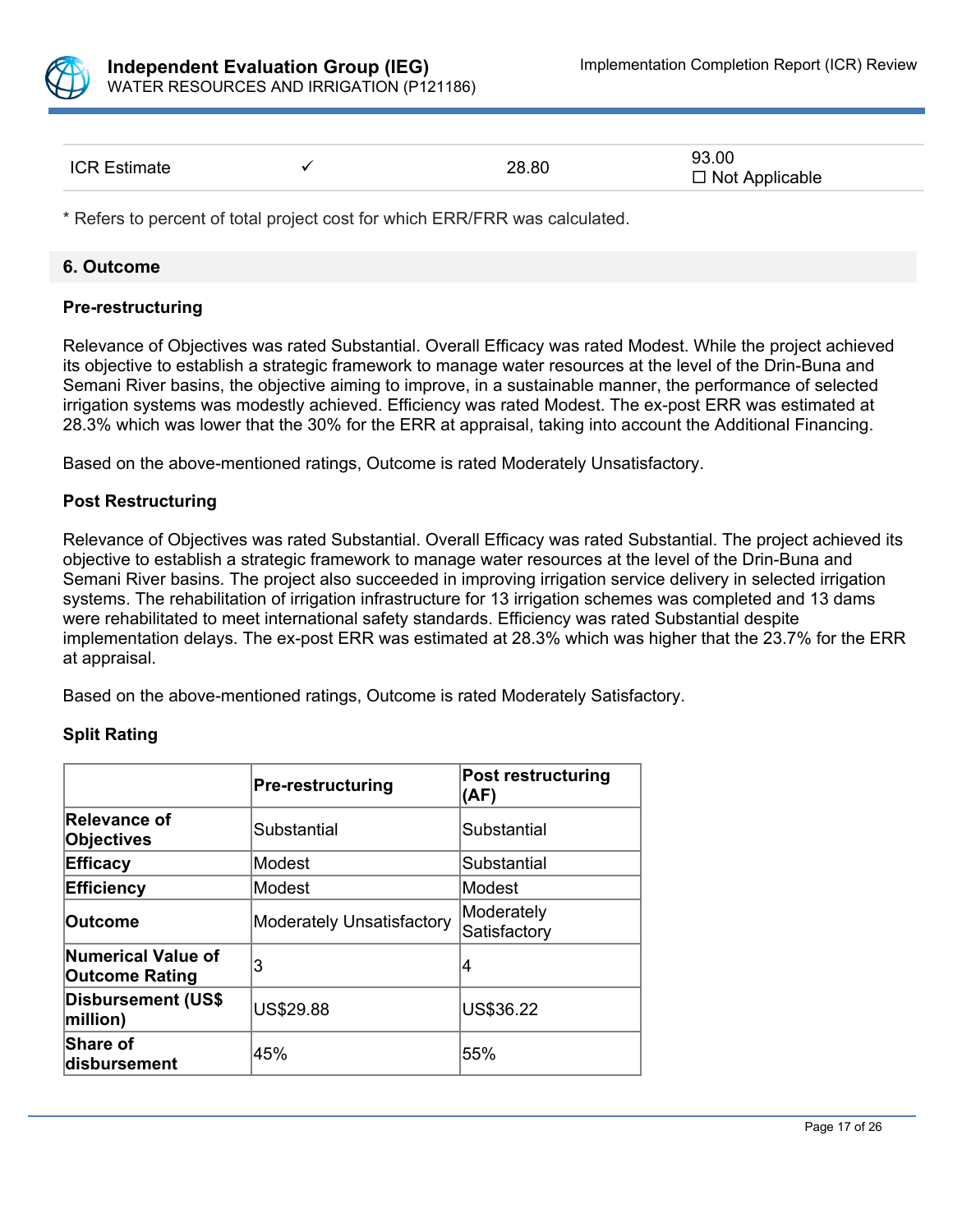| ICR Estimate | ✓ | 28.80 | 93.00<br>☐ Not Applicable |
|---|---|---|---|

* Refers to percent of total project cost for which ERR/FRR was calculated.

## 6. Outcome

### Pre-restructuring

Relevance of Objectives was rated Substantial. Overall Efficacy was rated Modest. While the project achieved its objective to establish a strategic framework to manage water resources at the level of the Drin-Buna and Semani River basins, the objective aiming to improve, in a sustainable manner, the performance of selected irrigation systems was modestly achieved. Efficiency was rated Modest. The ex-post ERR was estimated at 28.3% which was lower that the 30% for the ERR at appraisal, taking into account the Additional Financing.

Based on the above-mentioned ratings, Outcome is rated Moderately Unsatisfactory.

### Post Restructuring

Relevance of Objectives was rated Substantial. Overall Efficacy was rated Substantial. The project achieved its objective to establish a strategic framework to manage water resources at the level of the Drin-Buna and Semani River basins. The project also succeeded in improving irrigation service delivery in selected irrigation systems. The rehabilitation of irrigation infrastructure for 13 irrigation schemes was completed and 13 dams were rehabilitated to meet international safety standards. Efficiency was rated Substantial despite implementation delays. The ex-post ERR was estimated at 28.3% which was higher that the 23.7% for the ERR at appraisal.

Based on the above-mentioned ratings, Outcome is rated Moderately Satisfactory.

### Split Rating

| | **Pre-restructuring** | **Post restructuring (AF)** |
|---|---|---|
| **Relevance of Objectives** | Substantial | Substantial |
| **Efficacy** | Modest | Substantial |
| **Efficiency** | Modest | Modest |
| **Outcome** | Moderately Unsatisfactory | Moderately Satisfactory |
| **Numerical Value of Outcome Rating** | 3 | 4 |
| **Disbursement (US$ million)** | US$29.88 | US$36.22 |
| **Share of disbursement** | 45% | 55% |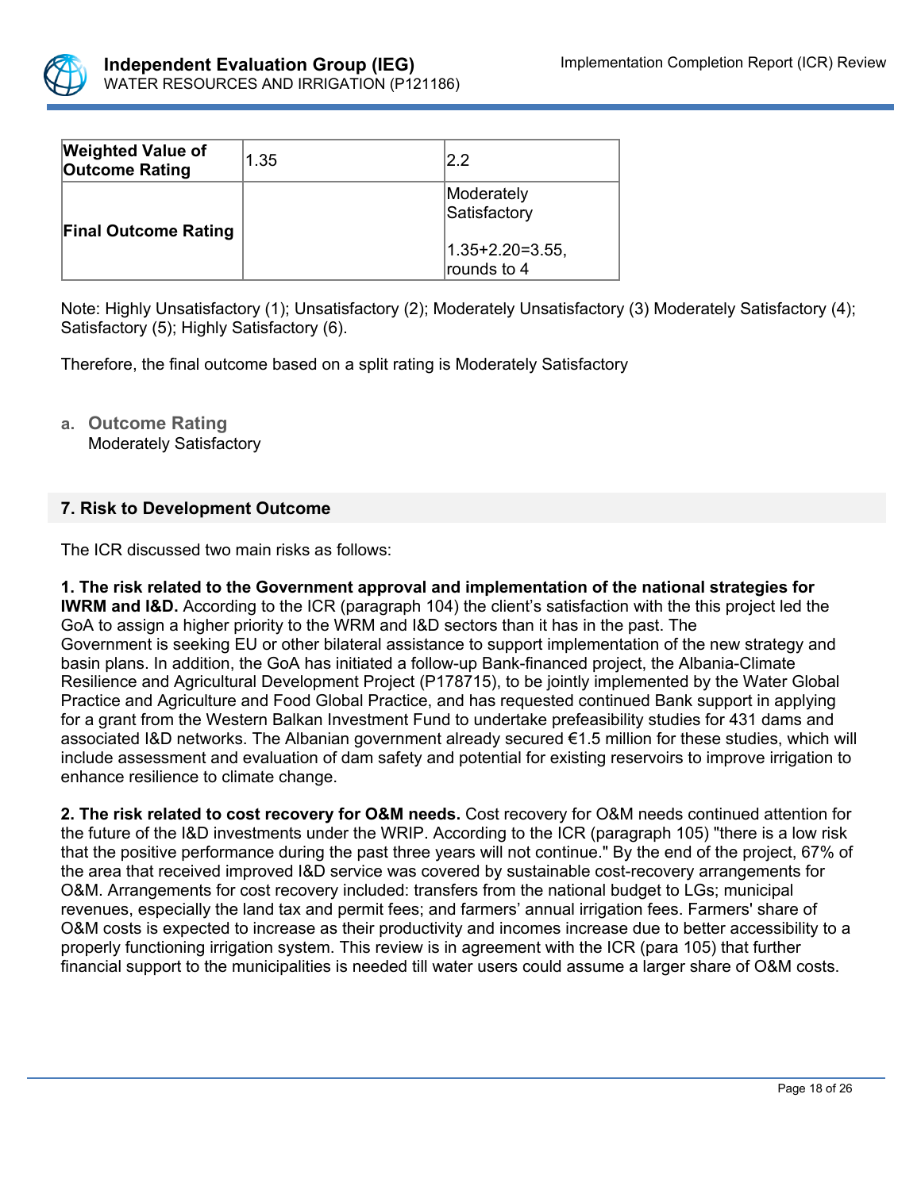| **Weighted Value of Outcome Rating** | 1.35 | 2.2 |
|---|---|---|
| **Final Outcome Rating** | | Moderately Satisfactory<br><br>1.35+2.20=3.55, rounds to 4 |

Note: Highly Unsatisfactory (1); Unsatisfactory (2); Moderately Unsatisfactory (3) Moderately Satisfactory (4); Satisfactory (5); Highly Satisfactory (6).

Therefore, the final outcome based on a split rating is Moderately Satisfactory

a. **Outcome Rating**
Moderately Satisfactory

## 7. Risk to Development Outcome

The ICR discussed two main risks as follows:

**1. The risk related to the Government approval and implementation of the national strategies for IWRM and I&D.** According to the ICR (paragraph 104) the client's satisfaction with the this project led the GoA to assign a higher priority to the WRM and I&D sectors than it has in the past. The Government is seeking EU or other bilateral assistance to support implementation of the new strategy and basin plans. In addition, the GoA has initiated a follow-up Bank-financed project, the Albania-Climate Resilience and Agricultural Development Project (P178715), to be jointly implemented by the Water Global Practice and Agriculture and Food Global Practice, and has requested continued Bank support in applying for a grant from the Western Balkan Investment Fund to undertake prefeasibility studies for 431 dams and associated I&D networks. The Albanian government already secured €1.5 million for these studies, which will include assessment and evaluation of dam safety and potential for existing reservoirs to improve irrigation to enhance resilience to climate change.

**2. The risk related to cost recovery for O&M needs.** Cost recovery for O&M needs continued attention for the future of the I&D investments under the WRIP. According to the ICR (paragraph 105) "there is a low risk that the positive performance during the past three years will not continue." By the end of the project, 67% of the area that received improved I&D service was covered by sustainable cost-recovery arrangements for O&M. Arrangements for cost recovery included: transfers from the national budget to LGs; municipal revenues, especially the land tax and permit fees; and farmers' annual irrigation fees. Farmers' share of O&M costs is expected to increase as their productivity and incomes increase due to better accessibility to a properly functioning irrigation system. This review is in agreement with the ICR (para 105) that further financial support to the municipalities is needed till water users could assume a larger share of O&M costs.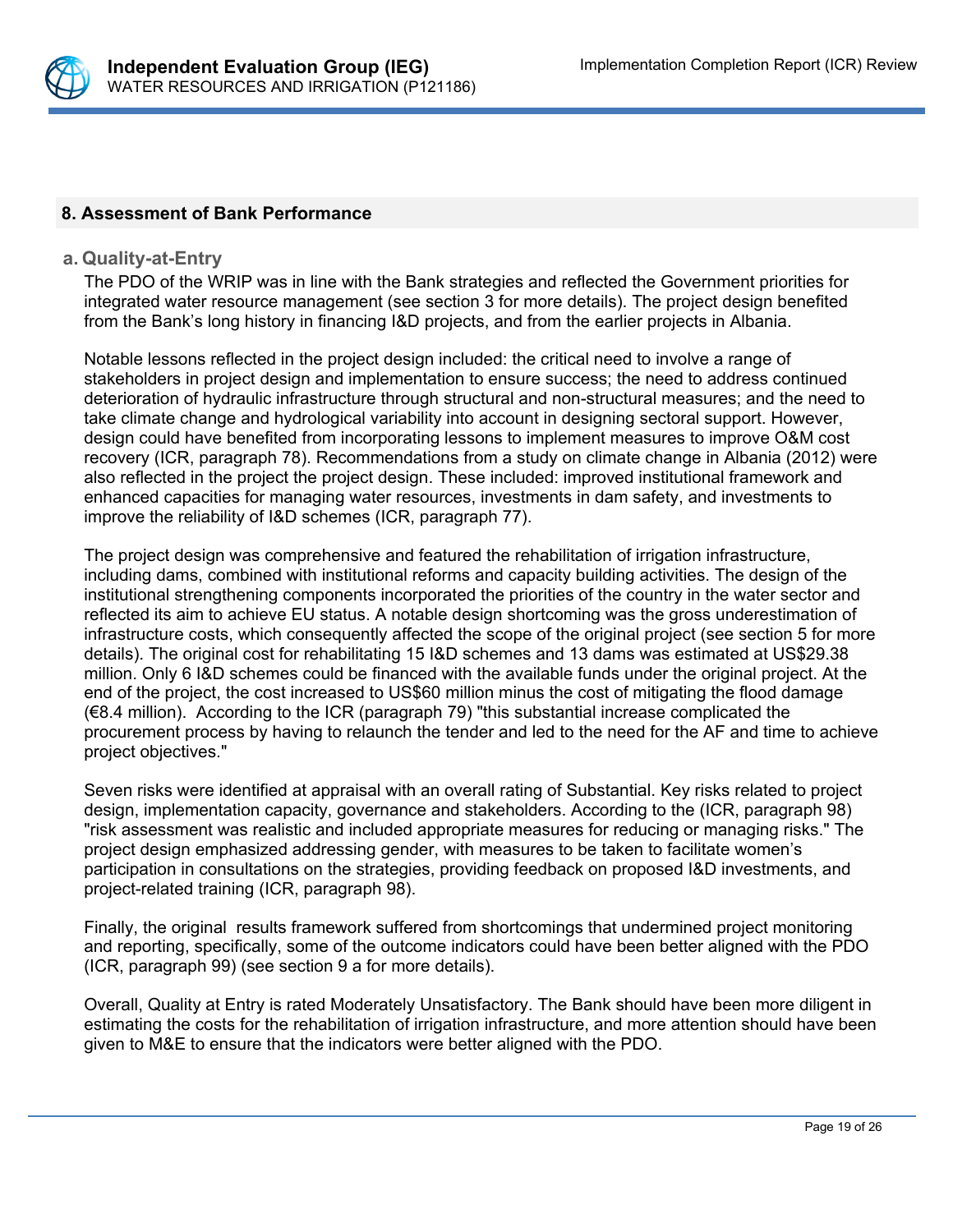## 8. Assessment of Bank Performance

### a. Quality-at-Entry

The PDO of the WRIP was in line with the Bank strategies and reflected the Government priorities for integrated water resource management (see section 3 for more details). The project design benefited from the Bank's long history in financing I&D projects, and from the earlier projects in Albania.

Notable lessons reflected in the project design included: the critical need to involve a range of stakeholders in project design and implementation to ensure success; the need to address continued deterioration of hydraulic infrastructure through structural and non-structural measures; and the need to take climate change and hydrological variability into account in designing sectoral support. However, design could have benefited from incorporating lessons to implement measures to improve O&M cost recovery (ICR, paragraph 78). Recommendations from a study on climate change in Albania (2012) were also reflected in the project the project design. These included: improved institutional framework and enhanced capacities for managing water resources, investments in dam safety, and investments to improve the reliability of I&D schemes (ICR, paragraph 77).

The project design was comprehensive and featured the rehabilitation of irrigation infrastructure, including dams, combined with institutional reforms and capacity building activities. The design of the institutional strengthening components incorporated the priorities of the country in the water sector and reflected its aim to achieve EU status. A notable design shortcoming was the gross underestimation of infrastructure costs, which consequently affected the scope of the original project (see section 5 for more details). The original cost for rehabilitating 15 I&D schemes and 13 dams was estimated at US$29.38 million. Only 6 I&D schemes could be financed with the available funds under the original project. At the end of the project, the cost increased to US$60 million minus the cost of mitigating the flood damage (€8.4 million). According to the ICR (paragraph 79) "this substantial increase complicated the procurement process by having to relaunch the tender and led to the need for the AF and time to achieve project objectives."

Seven risks were identified at appraisal with an overall rating of Substantial. Key risks related to project design, implementation capacity, governance and stakeholders. According to the (ICR, paragraph 98) "risk assessment was realistic and included appropriate measures for reducing or managing risks." The project design emphasized addressing gender, with measures to be taken to facilitate women's participation in consultations on the strategies, providing feedback on proposed I&D investments, and project-related training (ICR, paragraph 98).

Finally, the original results framework suffered from shortcomings that undermined project monitoring and reporting, specifically, some of the outcome indicators could have been better aligned with the PDO (ICR, paragraph 99) (see section 9 a for more details).

Overall, Quality at Entry is rated Moderately Unsatisfactory. The Bank should have been more diligent in estimating the costs for the rehabilitation of irrigation infrastructure, and more attention should have been given to M&E to ensure that the indicators were better aligned with the PDO.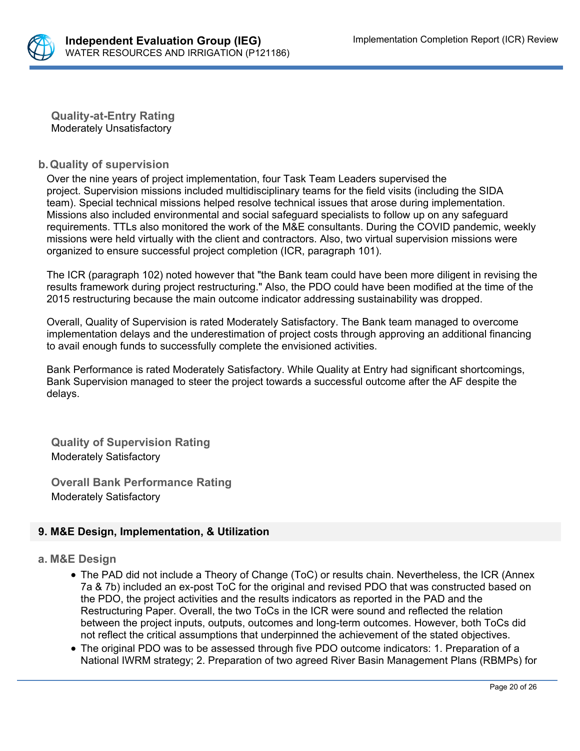**Quality-at-Entry Rating**
Moderately Unsatisfactory

### b. Quality of supervision

Over the nine years of project implementation, four Task Team Leaders supervised the project. Supervision missions included multidisciplinary teams for the field visits (including the SIDA team). Special technical missions helped resolve technical issues that arose during implementation. Missions also included environmental and social safeguard specialists to follow up on any safeguard requirements. TTLs also monitored the work of the M&E consultants. During the COVID pandemic, weekly missions were held virtually with the client and contractors. Also, two virtual supervision missions were organized to ensure successful project completion (ICR, paragraph 101).

The ICR (paragraph 102) noted however that "the Bank team could have been more diligent in revising the results framework during project restructuring." Also, the PDO could have been modified at the time of the 2015 restructuring because the main outcome indicator addressing sustainability was dropped.

Overall, Quality of Supervision is rated Moderately Satisfactory. The Bank team managed to overcome implementation delays and the underestimation of project costs through approving an additional financing to avail enough funds to successfully complete the envisioned activities.

Bank Performance is rated Moderately Satisfactory. While Quality at Entry had significant shortcomings, Bank Supervision managed to steer the project towards a successful outcome after the AF despite the delays.

**Quality of Supervision Rating**
Moderately Satisfactory

**Overall Bank Performance Rating**
Moderately Satisfactory

## 9. M&E Design, Implementation, & Utilization

### a. M&E Design

- The PAD did not include a Theory of Change (ToC) or results chain. Nevertheless, the ICR (Annex 7a & 7b) included an ex-post ToC for the original and revised PDO that was constructed based on the PDO, the project activities and the results indicators as reported in the PAD and the Restructuring Paper. Overall, the two ToCs in the ICR were sound and reflected the relation between the project inputs, outputs, outcomes and long-term outcomes. However, both ToCs did not reflect the critical assumptions that underpinned the achievement of the stated objectives.
- The original PDO was to be assessed through five PDO outcome indicators: 1. Preparation of a National IWRM strategy; 2. Preparation of two agreed River Basin Management Plans (RBMPs) for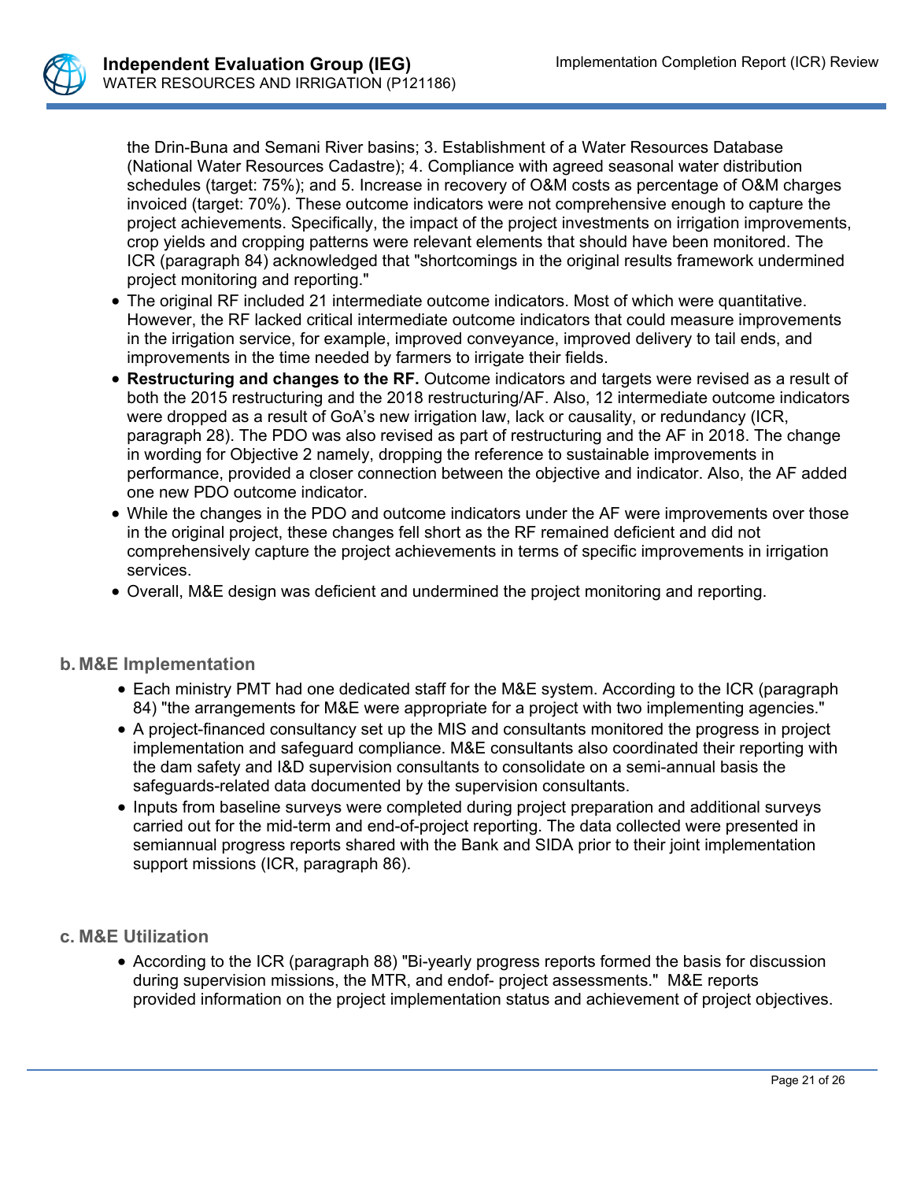the Drin-Buna and Semani River basins; 3. Establishment of a Water Resources Database (National Water Resources Cadastre); 4. Compliance with agreed seasonal water distribution schedules (target: 75%); and 5. Increase in recovery of O&M costs as percentage of O&M charges invoiced (target: 70%). These outcome indicators were not comprehensive enough to capture the project achievements. Specifically, the impact of the project investments on irrigation improvements, crop yields and cropping patterns were relevant elements that should have been monitored. The ICR (paragraph 84) acknowledged that "shortcomings in the original results framework undermined project monitoring and reporting."

- The original RF included 21 intermediate outcome indicators. Most of which were quantitative. However, the RF lacked critical intermediate outcome indicators that could measure improvements in the irrigation service, for example, improved conveyance, improved delivery to tail ends, and improvements in the time needed by farmers to irrigate their fields.
- **Restructuring and changes to the RF.** Outcome indicators and targets were revised as a result of both the 2015 restructuring and the 2018 restructuring/AF. Also, 12 intermediate outcome indicators were dropped as a result of GoA's new irrigation law, lack or causality, or redundancy (ICR, paragraph 28). The PDO was also revised as part of restructuring and the AF in 2018. The change in wording for Objective 2 namely, dropping the reference to sustainable improvements in performance, provided a closer connection between the objective and indicator. Also, the AF added one new PDO outcome indicator.
- While the changes in the PDO and outcome indicators under the AF were improvements over those in the original project, these changes fell short as the RF remained deficient and did not comprehensively capture the project achievements in terms of specific improvements in irrigation services.
- Overall, M&E design was deficient and undermined the project monitoring and reporting.

### b. M&E Implementation

- Each ministry PMT had one dedicated staff for the M&E system. According to the ICR (paragraph 84) "the arrangements for M&E were appropriate for a project with two implementing agencies."
- A project-financed consultancy set up the MIS and consultants monitored the progress in project implementation and safeguard compliance. M&E consultants also coordinated their reporting with the dam safety and I&D supervision consultants to consolidate on a semi-annual basis the safeguards-related data documented by the supervision consultants.
- Inputs from baseline surveys were completed during project preparation and additional surveys carried out for the mid-term and end-of-project reporting. The data collected were presented in semiannual progress reports shared with the Bank and SIDA prior to their joint implementation support missions (ICR, paragraph 86).

### c. M&E Utilization

- According to the ICR (paragraph 88) "Bi-yearly progress reports formed the basis for discussion during supervision missions, the MTR, and endof- project assessments." M&E reports provided information on the project implementation status and achievement of project objectives.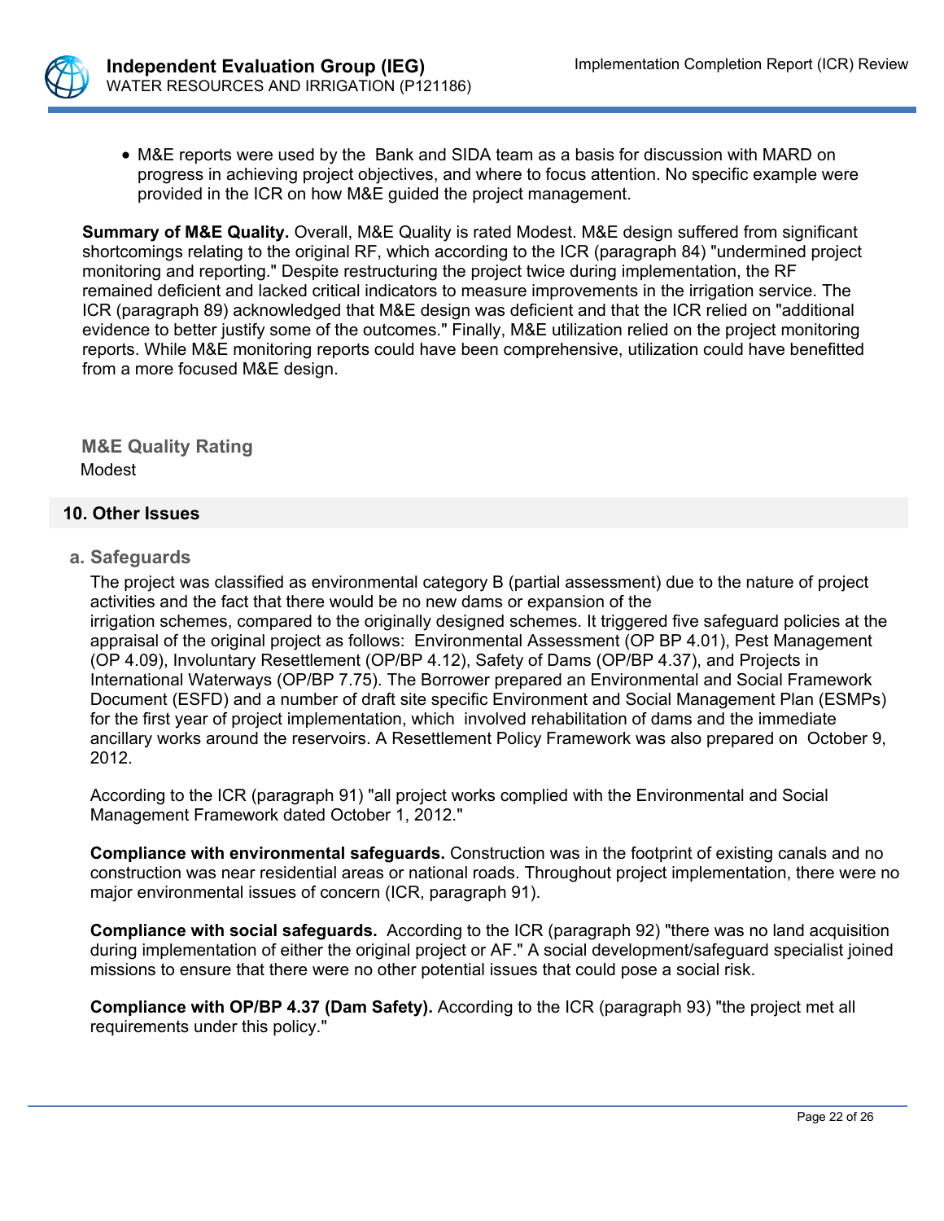- M&E reports were used by the Bank and SIDA team as a basis for discussion with MARD on progress in achieving project objectives, and where to focus attention. No specific example were provided in the ICR on how M&E guided the project management.

**Summary of M&E Quality.** Overall, M&E Quality is rated Modest. M&E design suffered from significant shortcomings relating to the original RF, which according to the ICR (paragraph 84) "undermined project monitoring and reporting." Despite restructuring the project twice during implementation, the RF remained deficient and lacked critical indicators to measure improvements in the irrigation service. The ICR (paragraph 89) acknowledged that M&E design was deficient and that the ICR relied on "additional evidence to better justify some of the outcomes." Finally, M&E utilization relied on the project monitoring reports. While M&E monitoring reports could have been comprehensive, utilization could have benefitted from a more focused M&E design.

### M&E Quality Rating

Modest

## 10. Other Issues

### a. Safeguards

The project was classified as environmental category B (partial assessment) due to the nature of project activities and the fact that there would be no new dams or expansion of the irrigation schemes, compared to the originally designed schemes. It triggered five safeguard policies at the appraisal of the original project as follows: Environmental Assessment (OP BP 4.01), Pest Management (OP 4.09), Involuntary Resettlement (OP/BP 4.12), Safety of Dams (OP/BP 4.37), and Projects in International Waterways (OP/BP 7.75). The Borrower prepared an Environmental and Social Framework Document (ESFD) and a number of draft site specific Environment and Social Management Plan (ESMPs) for the first year of project implementation, which involved rehabilitation of dams and the immediate ancillary works around the reservoirs. A Resettlement Policy Framework was also prepared on October 9, 2012.

According to the ICR (paragraph 91) "all project works complied with the Environmental and Social Management Framework dated October 1, 2012."

**Compliance with environmental safeguards.** Construction was in the footprint of existing canals and no construction was near residential areas or national roads. Throughout project implementation, there were no major environmental issues of concern (ICR, paragraph 91).

**Compliance with social safeguards.** According to the ICR (paragraph 92) "there was no land acquisition during implementation of either the original project or AF." A social development/safeguard specialist joined missions to ensure that there were no other potential issues that could pose a social risk.

**Compliance with OP/BP 4.37 (Dam Safety).** According to the ICR (paragraph 93) "the project met all requirements under this policy."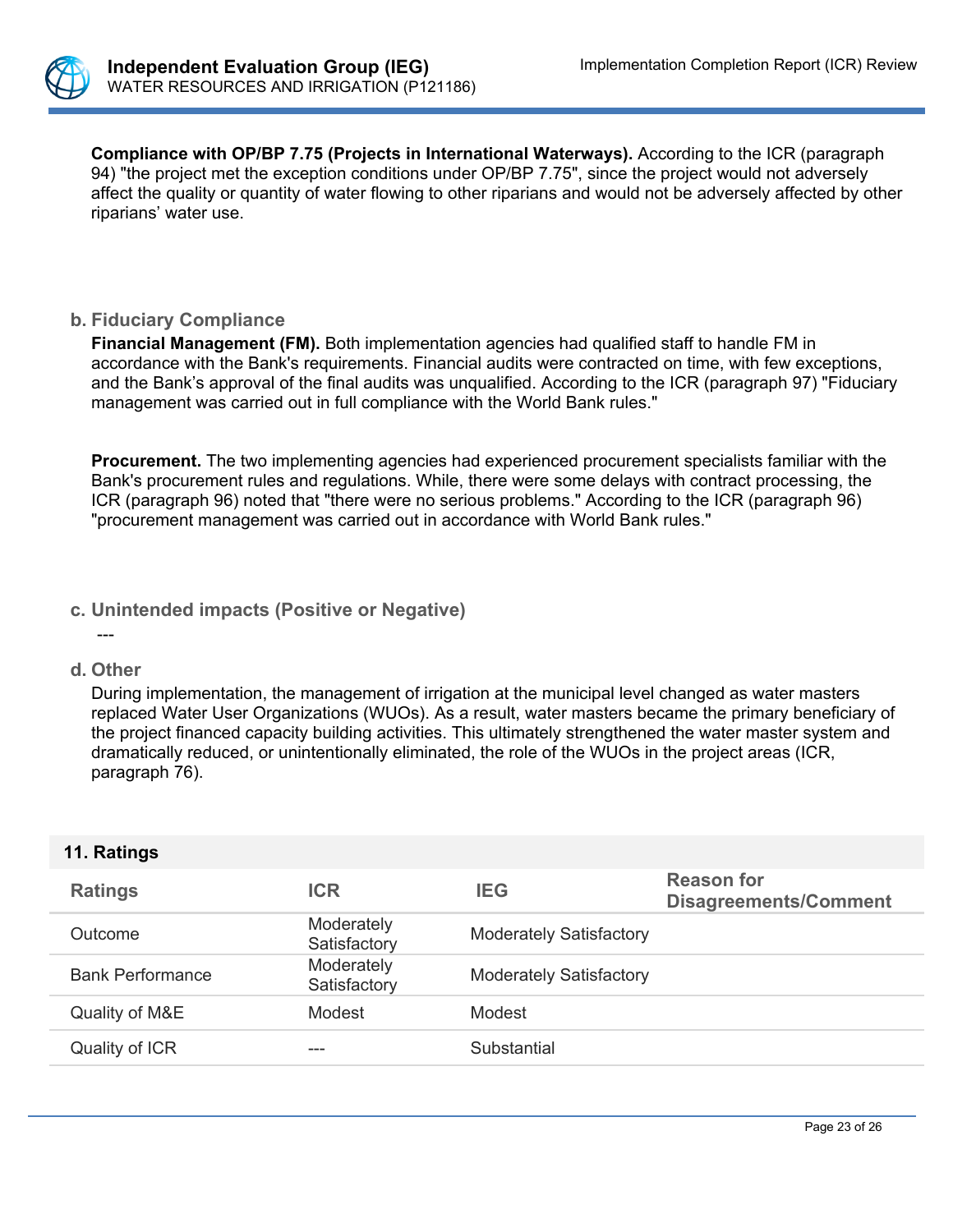**Compliance with OP/BP 7.75 (Projects in International Waterways).** According to the ICR (paragraph 94) "the project met the exception conditions under OP/BP 7.75", since the project would not adversely affect the quality or quantity of water flowing to other riparians and would not be adversely affected by other riparians' water use.

### b. Fiduciary Compliance

**Financial Management (FM).** Both implementation agencies had qualified staff to handle FM in accordance with the Bank's requirements. Financial audits were contracted on time, with few exceptions, and the Bank's approval of the final audits was unqualified. According to the ICR (paragraph 97) "Fiduciary management was carried out in full compliance with the World Bank rules."

**Procurement.** The two implementing agencies had experienced procurement specialists familiar with the Bank's procurement rules and regulations. While, there were some delays with contract processing, the ICR (paragraph 96) noted that "there were no serious problems." According to the ICR (paragraph 96) "procurement management was carried out in accordance with World Bank rules."

### c. Unintended impacts (Positive or Negative)

---

### d. Other

During implementation, the management of irrigation at the municipal level changed as water masters replaced Water User Organizations (WUOs). As a result, water masters became the primary beneficiary of the project financed capacity building activities. This ultimately strengthened the water master system and dramatically reduced, or unintentionally eliminated, the role of the WUOs in the project areas (ICR, paragraph 76).

## 11. Ratings

| Ratings | ICR | IEG | Reason for Disagreements/Comment |
| --- | --- | --- | --- |
| Outcome | Moderately Satisfactory | Moderately Satisfactory | |
| Bank Performance | Moderately Satisfactory | Moderately Satisfactory | |
| Quality of M&E | Modest | Modest | |
| Quality of ICR | --- | Substantial | |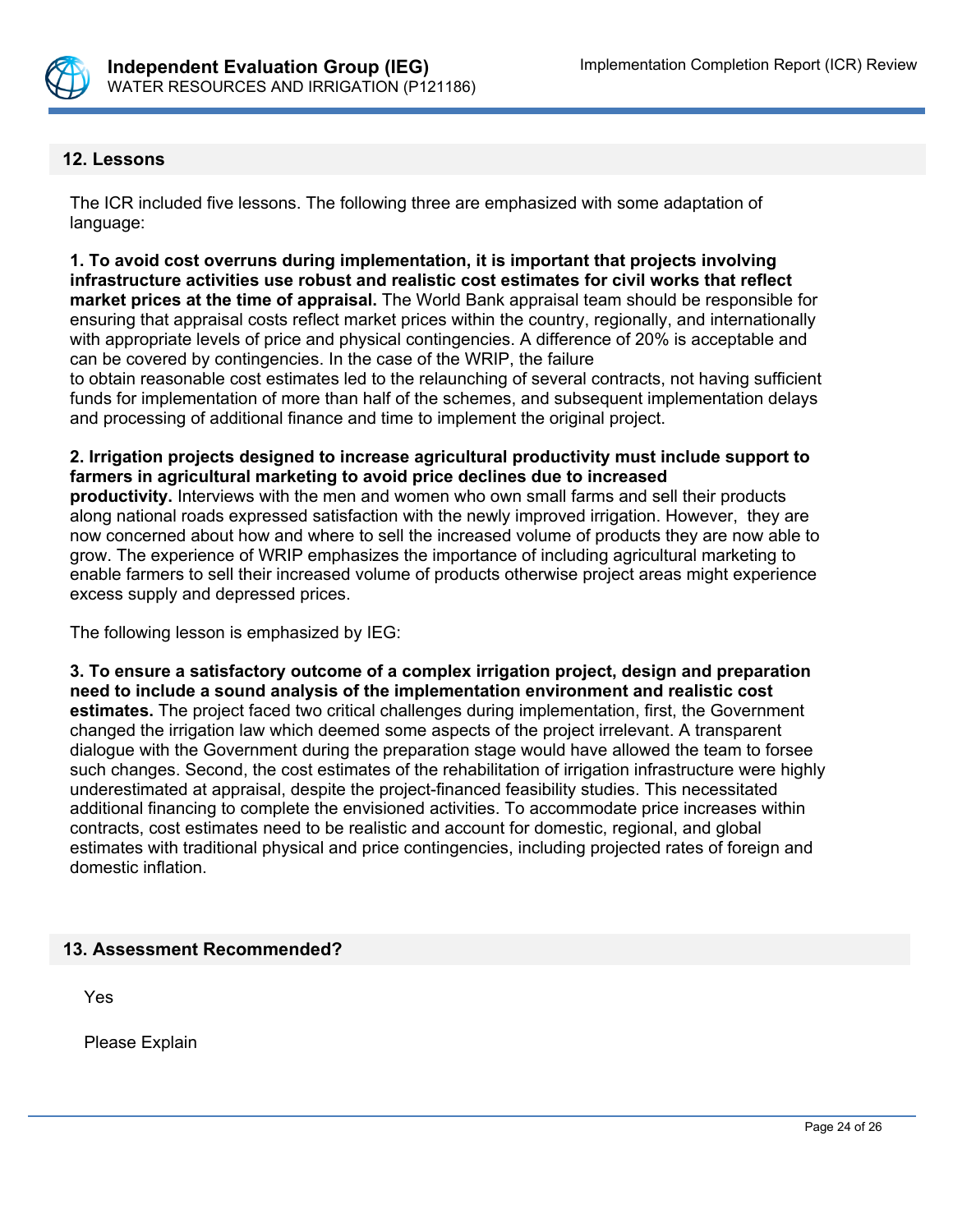## 12. Lessons

The ICR included five lessons. The following three are emphasized with some adaptation of language:

**1. To avoid cost overruns during implementation, it is important that projects involving infrastructure activities use robust and realistic cost estimates for civil works that reflect market prices at the time of appraisal.** The World Bank appraisal team should be responsible for ensuring that appraisal costs reflect market prices within the country, regionally, and internationally with appropriate levels of price and physical contingencies. A difference of 20% is acceptable and can be covered by contingencies. In the case of the WRIP, the failure to obtain reasonable cost estimates led to the relaunching of several contracts, not having sufficient funds for implementation of more than half of the schemes, and subsequent implementation delays and processing of additional finance and time to implement the original project.

**2. Irrigation projects designed to increase agricultural productivity must include support to farmers in agricultural marketing to avoid price declines due to increased productivity.** Interviews with the men and women who own small farms and sell their products along national roads expressed satisfaction with the newly improved irrigation. However, they are now concerned about how and where to sell the increased volume of products they are now able to grow. The experience of WRIP emphasizes the importance of including agricultural marketing to enable farmers to sell their increased volume of products otherwise project areas might experience excess supply and depressed prices.

The following lesson is emphasized by IEG:

**3. To ensure a satisfactory outcome of a complex irrigation project, design and preparation need to include a sound analysis of the implementation environment and realistic cost estimates.** The project faced two critical challenges during implementation, first, the Government changed the irrigation law which deemed some aspects of the project irrelevant. A transparent dialogue with the Government during the preparation stage would have allowed the team to forsee such changes. Second, the cost estimates of the rehabilitation of irrigation infrastructure were highly underestimated at appraisal, despite the project-financed feasibility studies. This necessitated additional financing to complete the envisioned activities. To accommodate price increases within contracts, cost estimates need to be realistic and account for domestic, regional, and global estimates with traditional physical and price contingencies, including projected rates of foreign and domestic inflation.

## 13. Assessment Recommended?

Yes

Please Explain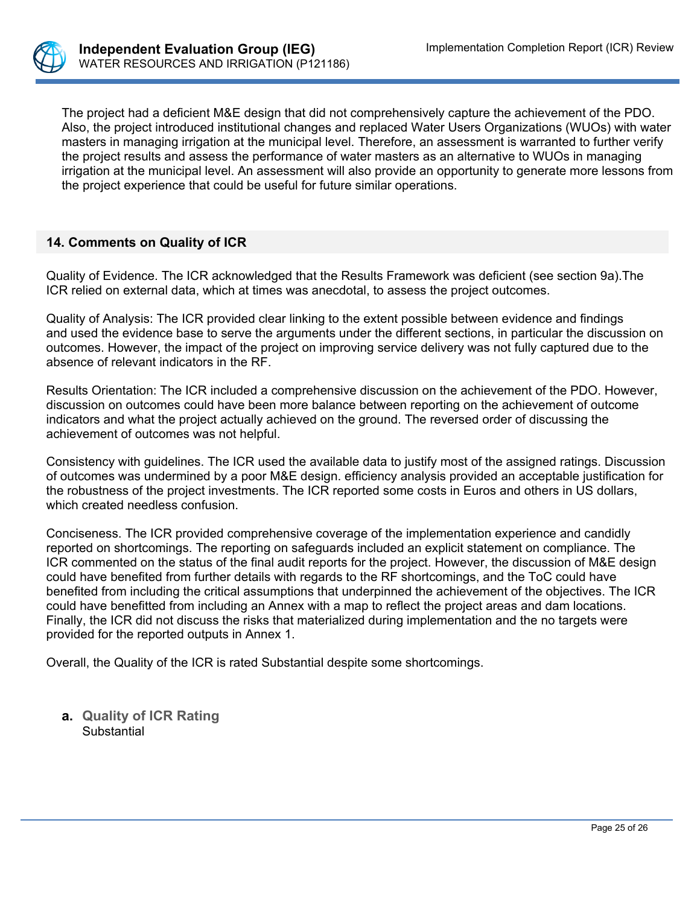The project had a deficient M&E design that did not comprehensively capture the achievement of the PDO. Also, the project introduced institutional changes and replaced Water Users Organizations (WUOs) with water masters in managing irrigation at the municipal level. Therefore, an assessment is warranted to further verify the project results and assess the performance of water masters as an alternative to WUOs in managing irrigation at the municipal level. An assessment will also provide an opportunity to generate more lessons from the project experience that could be useful for future similar operations.

## 14. Comments on Quality of ICR

Quality of Evidence. The ICR acknowledged that the Results Framework was deficient (see section 9a).The ICR relied on external data, which at times was anecdotal, to assess the project outcomes.

Quality of Analysis: The ICR provided clear linking to the extent possible between evidence and findings and used the evidence base to serve the arguments under the different sections, in particular the discussion on outcomes. However, the impact of the project on improving service delivery was not fully captured due to the absence of relevant indicators in the RF.

Results Orientation: The ICR included a comprehensive discussion on the achievement of the PDO. However, discussion on outcomes could have been more balance between reporting on the achievement of outcome indicators and what the project actually achieved on the ground. The reversed order of discussing the achievement of outcomes was not helpful.

Consistency with guidelines. The ICR used the available data to justify most of the assigned ratings. Discussion of outcomes was undermined by a poor M&E design. efficiency analysis provided an acceptable justification for the robustness of the project investments. The ICR reported some costs in Euros and others in US dollars, which created needless confusion.

Conciseness. The ICR provided comprehensive coverage of the implementation experience and candidly reported on shortcomings. The reporting on safeguards included an explicit statement on compliance. The ICR commented on the status of the final audit reports for the project. However, the discussion of M&E design could have benefited from further details with regards to the RF shortcomings, and the ToC could have benefited from including the critical assumptions that underpinned the achievement of the objectives. The ICR could have benefitted from including an Annex with a map to reflect the project areas and dam locations. Finally, the ICR did not discuss the risks that materialized during implementation and the no targets were provided for the reported outputs in Annex 1.

Overall, the Quality of the ICR is rated Substantial despite some shortcomings.

**a. Quality of ICR Rating**
Substantial